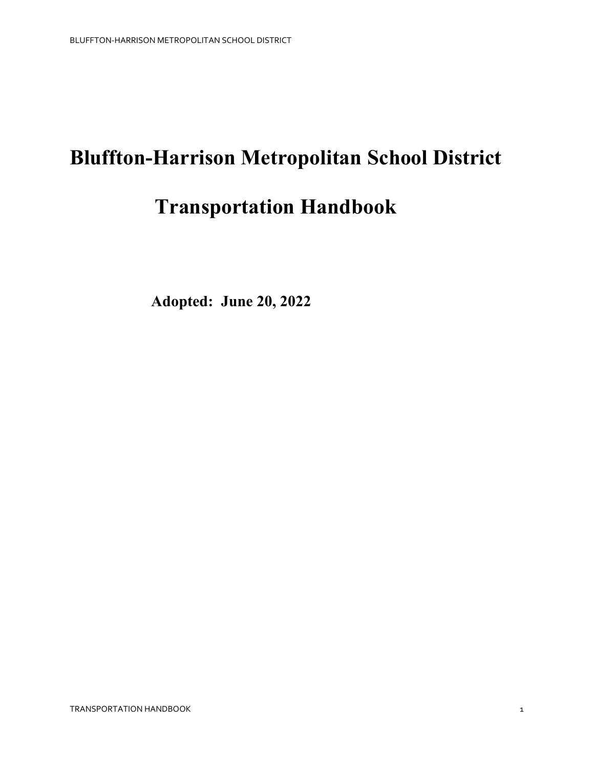# Bluffton-Harrison Metropolitan School District

# Transportation Handbook

**Adopted: June 20, 2022**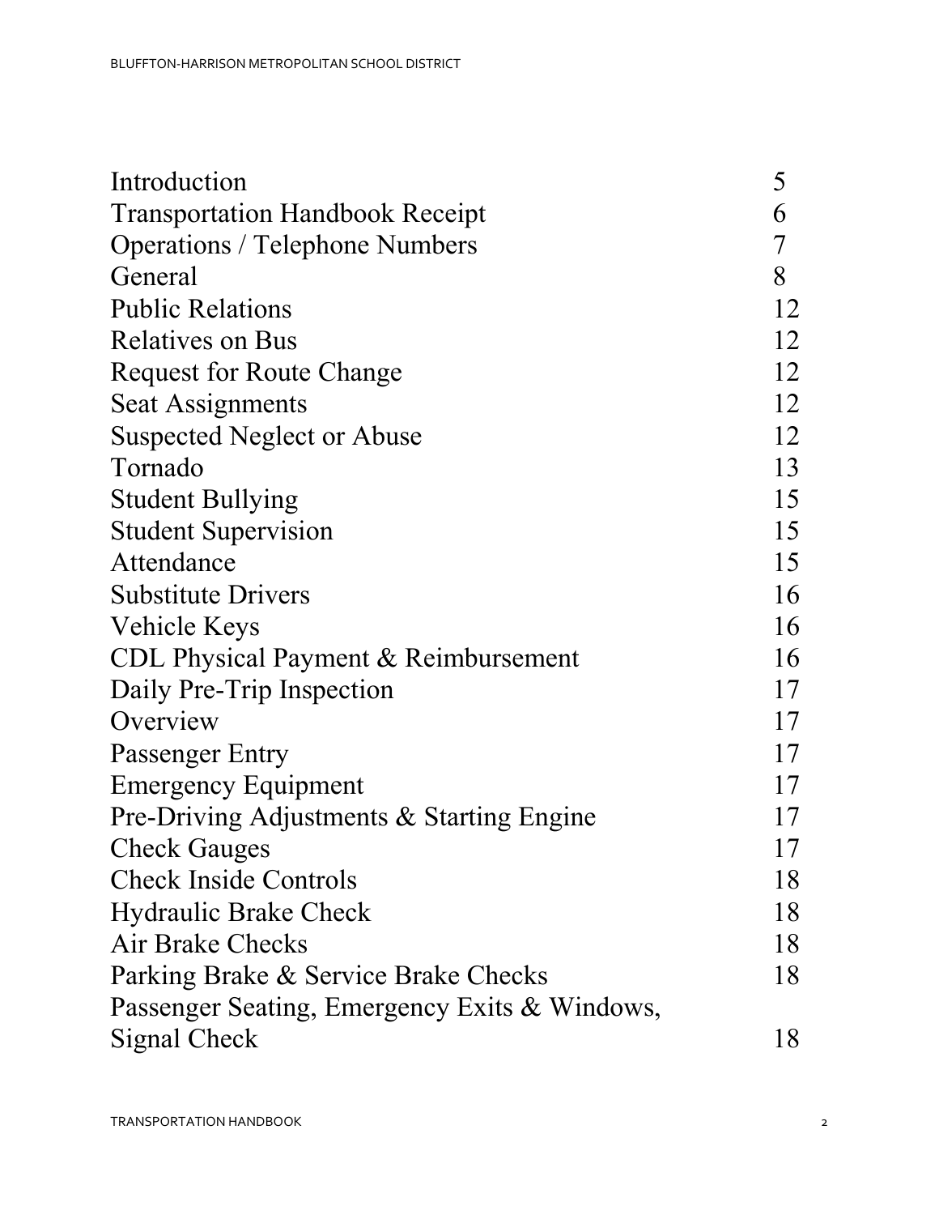| | |
|---|---|
| Introduction | 5 |
| Transportation Handbook Receipt | 6 |
| Operations / Telephone Numbers | 7 |
| General | 8 |
| Public Relations | 12 |
| Relatives on Bus | 12 |
| Request for Route Change | 12 |
| Seat Assignments | 12 |
| Suspected Neglect or Abuse | 12 |
| Tornado | 13 |
| Student Bullying | 15 |
| Student Supervision | 15 |
| Attendance | 15 |
| Substitute Drivers | 16 |
| Vehicle Keys | 16 |
| CDL Physical Payment & Reimbursement | 16 |
| Daily Pre-Trip Inspection | 17 |
| Overview | 17 |
| Passenger Entry | 17 |
| Emergency Equipment | 17 |
| Pre-Driving Adjustments & Starting Engine | 17 |
| Check Gauges | 17 |
| Check Inside Controls | 18 |
| Hydraulic Brake Check | 18 |
| Air Brake Checks | 18 |
| Parking Brake & Service Brake Checks | 18 |
| Passenger Seating, Emergency Exits & Windows, Signal Check | 18 |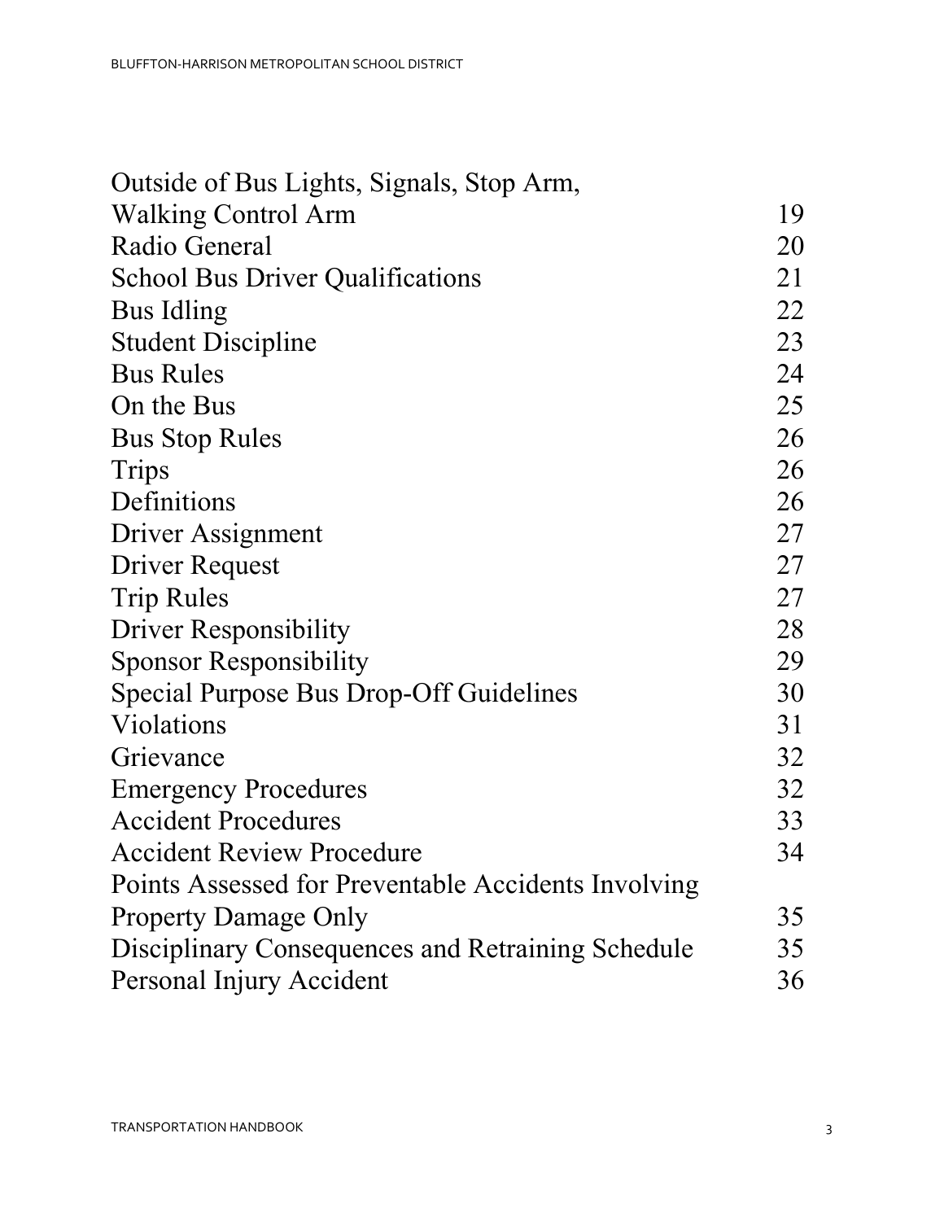| | |
|---|---|
| Outside of Bus Lights, Signals, Stop Arm, Walking Control Arm | 19 |
| Radio General | 20 |
| School Bus Driver Qualifications | 21 |
| Bus Idling | 22 |
| Student Discipline | 23 |
| Bus Rules | 24 |
| On the Bus | 25 |
| Bus Stop Rules | 26 |
| Trips | 26 |
| Definitions | 26 |
| Driver Assignment | 27 |
| Driver Request | 27 |
| Trip Rules | 27 |
| Driver Responsibility | 28 |
| Sponsor Responsibility | 29 |
| Special Purpose Bus Drop-Off Guidelines | 30 |
| Violations | 31 |
| Grievance | 32 |
| Emergency Procedures | 32 |
| Accident Procedures | 33 |
| Accident Review Procedure | 34 |
| Points Assessed for Preventable Accidents Involving Property Damage Only | 35 |
| Disciplinary Consequences and Retraining Schedule | 35 |
| Personal Injury Accident | 36 |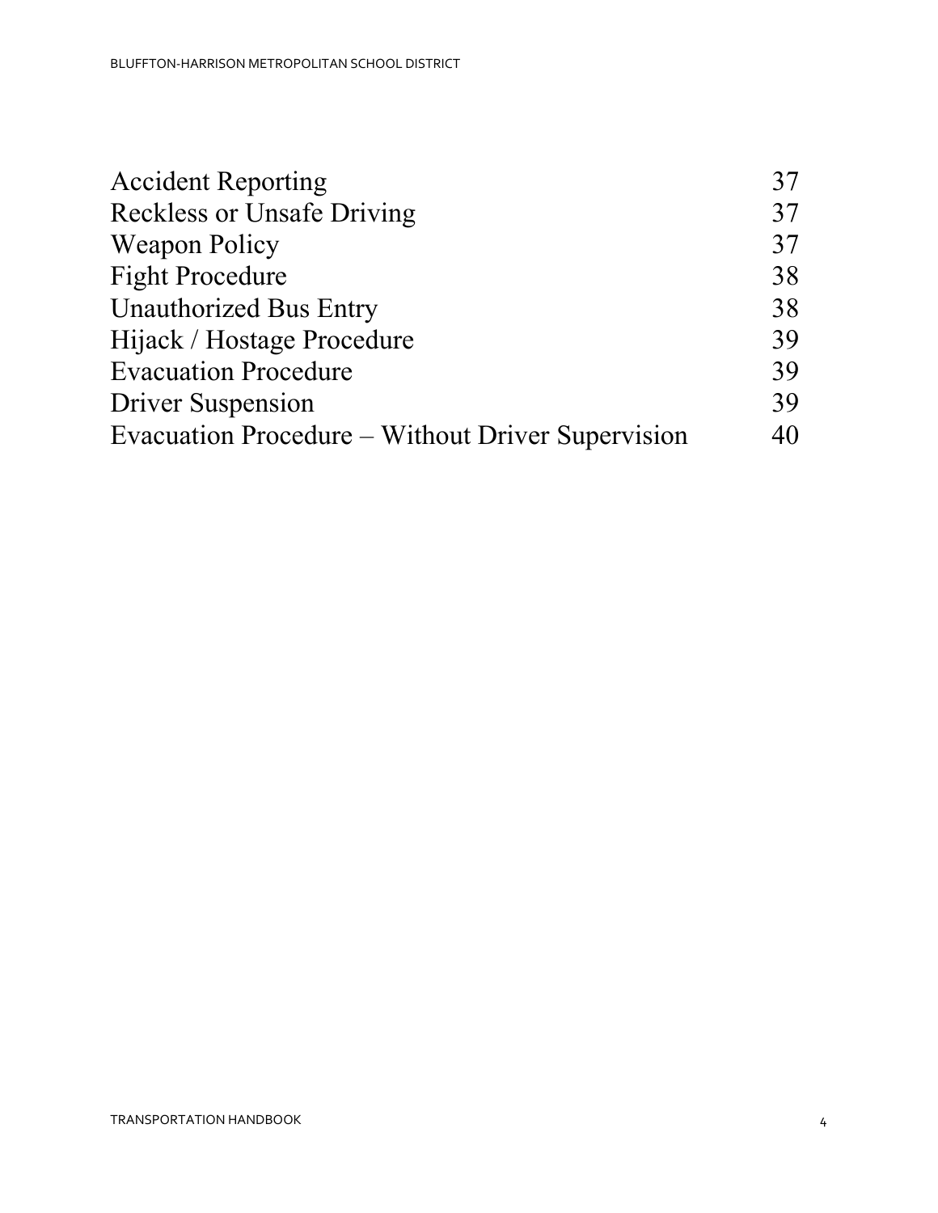| | |
|---|---|
| Accident Reporting | 37 |
| Reckless or Unsafe Driving | 37 |
| Weapon Policy | 37 |
| Fight Procedure | 38 |
| Unauthorized Bus Entry | 38 |
| Hijack / Hostage Procedure | 39 |
| Evacuation Procedure | 39 |
| Driver Suspension | 39 |
| Evacuation Procedure – Without Driver Supervision | 40 |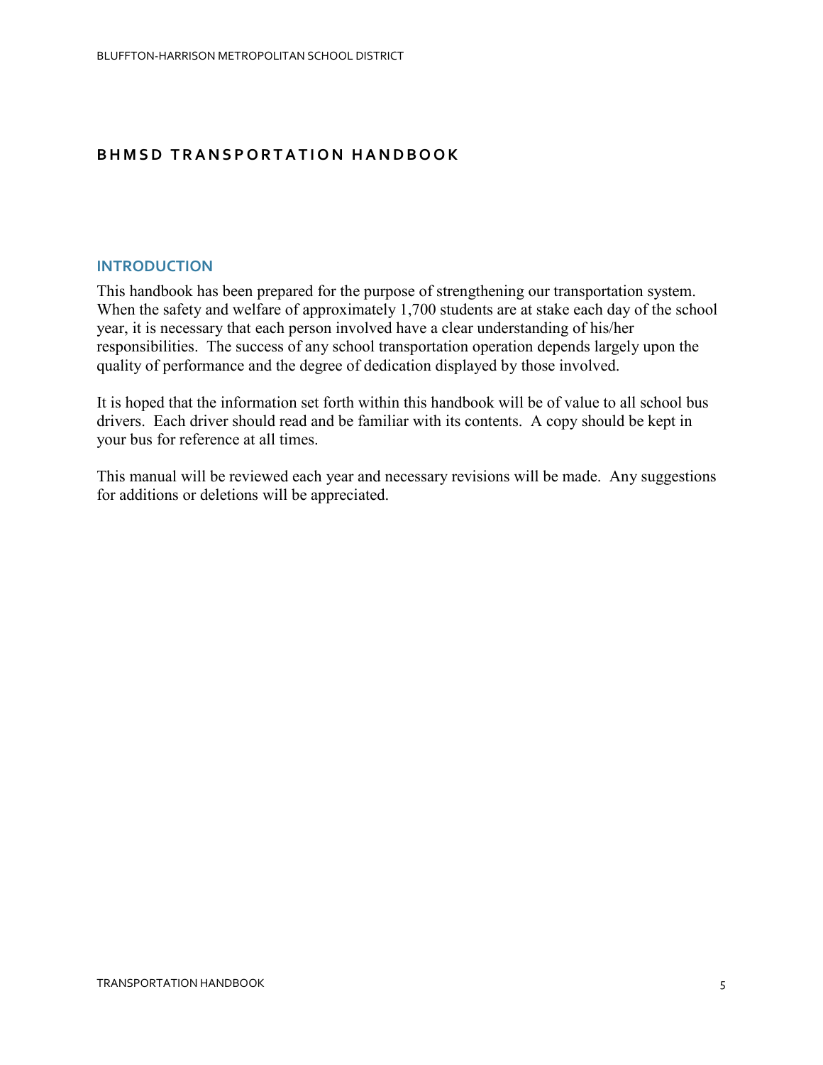# BHMSD TRANSPORTATION HANDBOOK

## INTRODUCTION

This handbook has been prepared for the purpose of strengthening our transportation system. When the safety and welfare of approximately 1,700 students are at stake each day of the school year, it is necessary that each person involved have a clear understanding of his/her responsibilities. The success of any school transportation operation depends largely upon the quality of performance and the degree of dedication displayed by those involved.

It is hoped that the information set forth within this handbook will be of value to all school bus drivers. Each driver should read and be familiar with its contents. A copy should be kept in your bus for reference at all times.

This manual will be reviewed each year and necessary revisions will be made. Any suggestions for additions or deletions will be appreciated.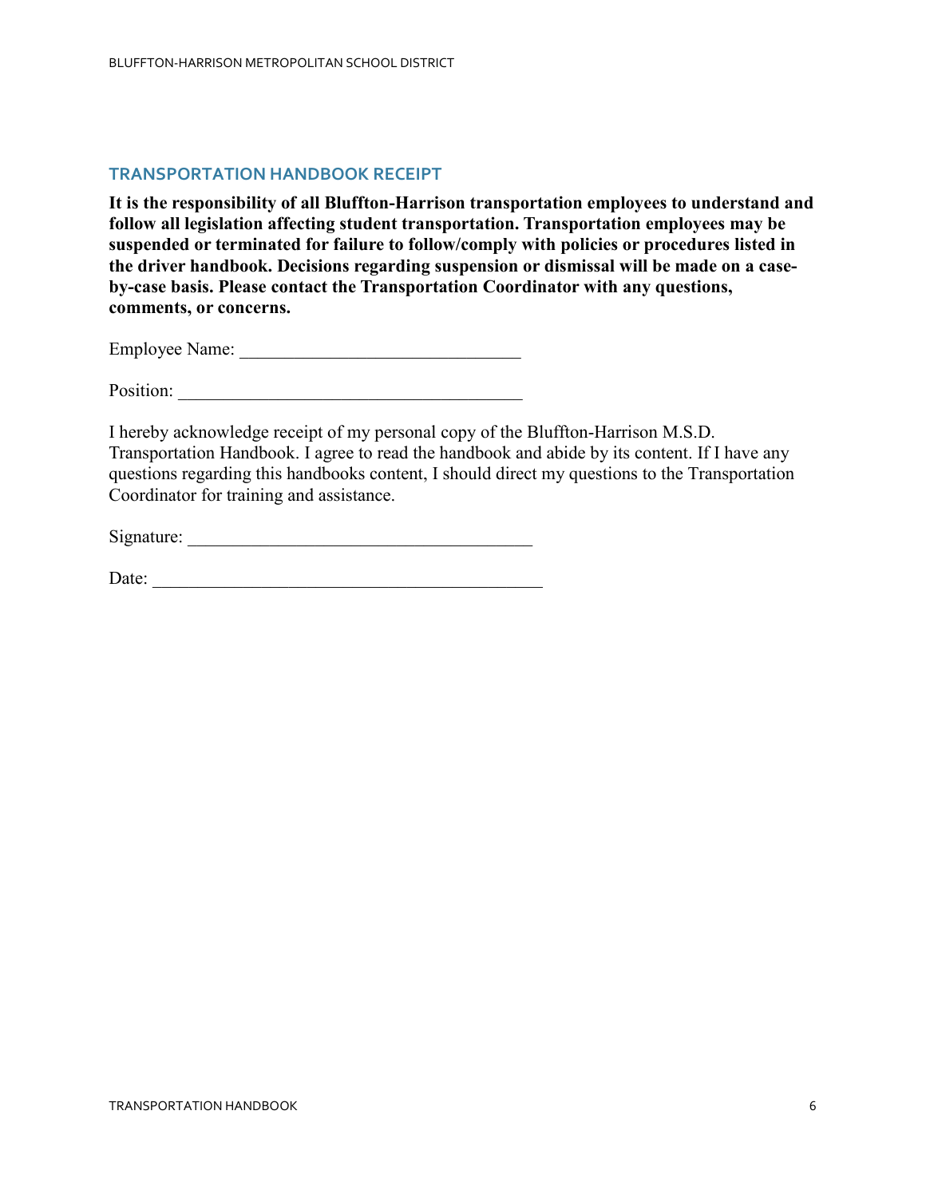## TRANSPORTATION HANDBOOK RECEIPT

**It is the responsibility of all Bluffton-Harrison transportation employees to understand and follow all legislation affecting student transportation. Transportation employees may be suspended or terminated for failure to follow/comply with policies or procedures listed in the driver handbook. Decisions regarding suspension or dismissal will be made on a case-by-case basis. Please contact the Transportation Coordinator with any questions, comments, or concerns.**

Employee Name: ______________________________

Position: _____________________________________

I hereby acknowledge receipt of my personal copy of the Bluffton-Harrison M.S.D. Transportation Handbook. I agree to read the handbook and abide by its content. If I have any questions regarding this handbooks content, I should direct my questions to the Transportation Coordinator for training and assistance.

Signature: _____________________________________

Date: __________________________________________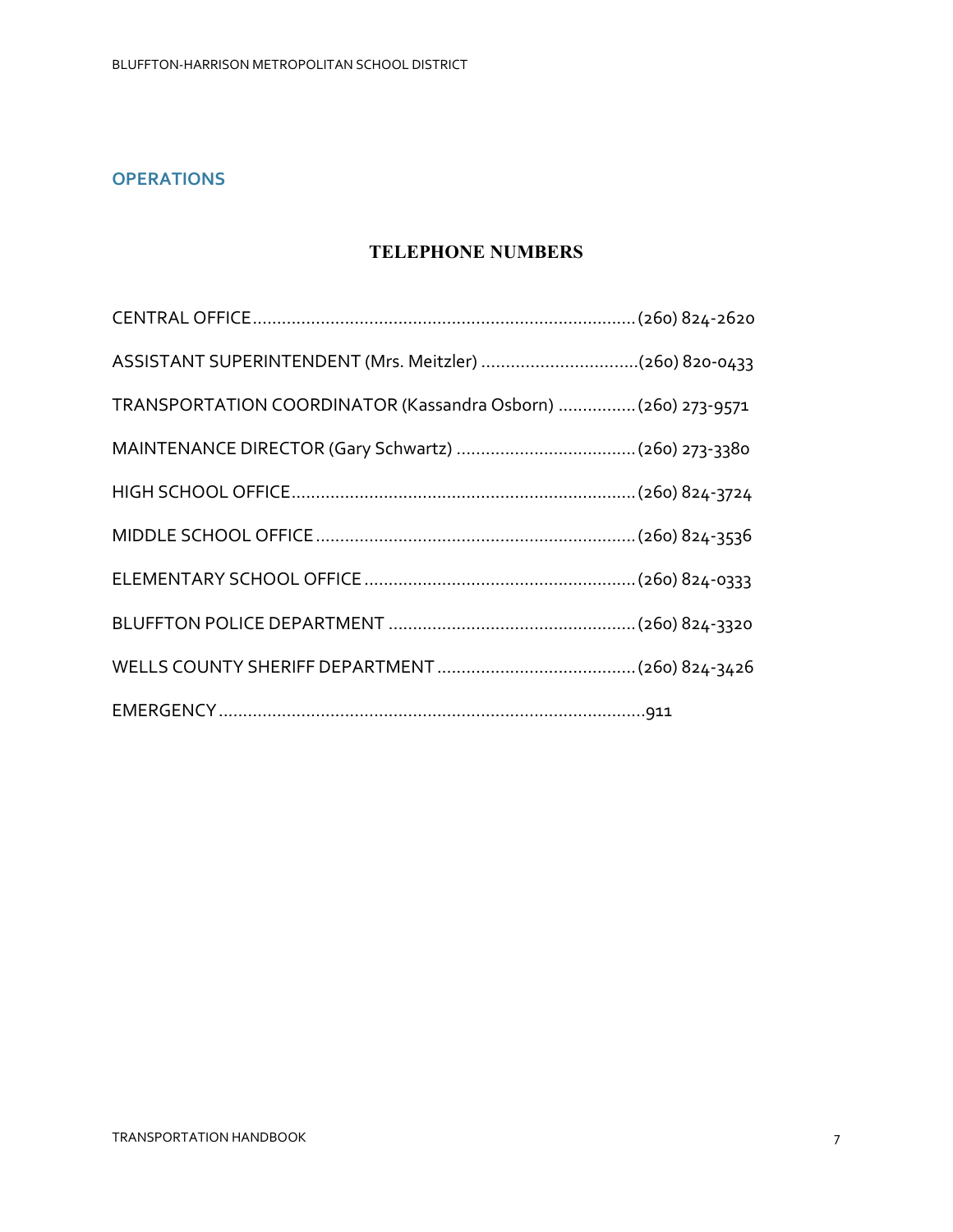## OPERATIONS

### TELEPHONE NUMBERS

CENTRAL OFFICE....................(260) 824-2620

ASSISTANT SUPERINTENDENT (Mrs. Meitzler)....................(260) 820-0433

TRANSPORTATION COORDINATOR (Kassandra Osborn)....................(260) 273-9571

MAINTENANCE DIRECTOR (Gary Schwartz)....................(260) 273-3380

HIGH SCHOOL OFFICE....................(260) 824-3724

MIDDLE SCHOOL OFFICE....................(260) 824-3536

ELEMENTARY SCHOOL OFFICE....................(260) 824-0333

BLUFFTON POLICE DEPARTMENT....................(260) 824-3320

WELLS COUNTY SHERIFF DEPARTMENT....................(260) 824-3426

EMERGENCY....................911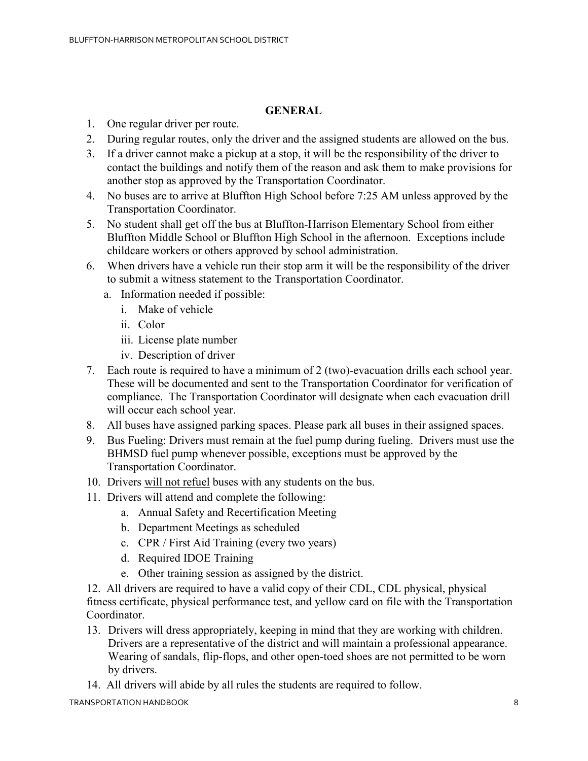## GENERAL

1. One regular driver per route.
2. During regular routes, only the driver and the assigned students are allowed on the bus.
3. If a driver cannot make a pickup at a stop, it will be the responsibility of the driver to contact the buildings and notify them of the reason and ask them to make provisions for another stop as approved by the Transportation Coordinator.
4. No buses are to arrive at Bluffton High School before 7:25 AM unless approved by the Transportation Coordinator.
5. No student shall get off the bus at Bluffton-Harrison Elementary School from either Bluffton Middle School or Bluffton High School in the afternoon. Exceptions include childcare workers or others approved by school administration.
6. When drivers have a vehicle run their stop arm it will be the responsibility of the driver to submit a witness statement to the Transportation Coordinator.
   a. Information needed if possible:
      i. Make of vehicle
      ii. Color
      iii. License plate number
      iv. Description of driver
7. Each route is required to have a minimum of 2 (two)-evacuation drills each school year. These will be documented and sent to the Transportation Coordinator for verification of compliance. The Transportation Coordinator will designate when each evacuation drill will occur each school year.
8. All buses have assigned parking spaces. Please park all buses in their assigned spaces.
9. Bus Fueling: Drivers must remain at the fuel pump during fueling. Drivers must use the BHMSD fuel pump whenever possible, exceptions must be approved by the Transportation Coordinator.
10. Drivers <u>will not refuel</u> buses with any students on the bus.
11. Drivers will attend and complete the following:
    a. Annual Safety and Recertification Meeting
    b. Department Meetings as scheduled
    c. CPR / First Aid Training (every two years)
    d. Required IDOE Training
    e. Other training session as assigned by the district.
12. All drivers are required to have a valid copy of their CDL, CDL physical, physical fitness certificate, physical performance test, and yellow card on file with the Transportation Coordinator.
13. Drivers will dress appropriately, keeping in mind that they are working with children. Drivers are a representative of the district and will maintain a professional appearance. Wearing of sandals, flip-flops, and other open-toed shoes are not permitted to be worn by drivers.
14. All drivers will abide by all rules the students are required to follow.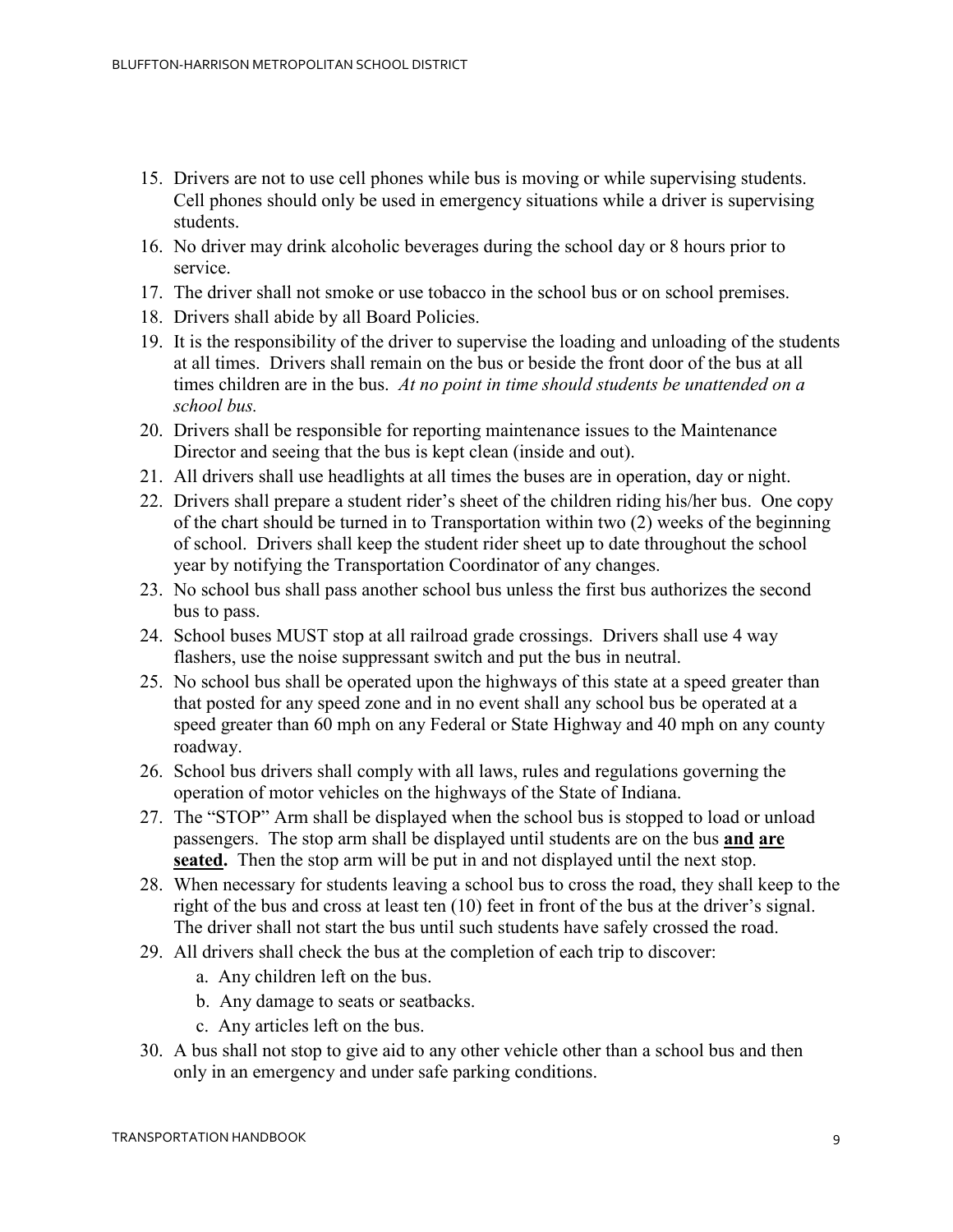15. Drivers are not to use cell phones while bus is moving or while supervising students. Cell phones should only be used in emergency situations while a driver is supervising students.
16. No driver may drink alcoholic beverages during the school day or 8 hours prior to service.
17. The driver shall not smoke or use tobacco in the school bus or on school premises.
18. Drivers shall abide by all Board Policies.
19. It is the responsibility of the driver to supervise the loading and unloading of the students at all times. Drivers shall remain on the bus or beside the front door of the bus at all times children are in the bus. *At no point in time should students be unattended on a school bus.*
20. Drivers shall be responsible for reporting maintenance issues to the Maintenance Director and seeing that the bus is kept clean (inside and out).
21. All drivers shall use headlights at all times the buses are in operation, day or night.
22. Drivers shall prepare a student rider's sheet of the children riding his/her bus. One copy of the chart should be turned in to Transportation within two (2) weeks of the beginning of school. Drivers shall keep the student rider sheet up to date throughout the school year by notifying the Transportation Coordinator of any changes.
23. No school bus shall pass another school bus unless the first bus authorizes the second bus to pass.
24. School buses MUST stop at all railroad grade crossings. Drivers shall use 4 way flashers, use the noise suppressant switch and put the bus in neutral.
25. No school bus shall be operated upon the highways of this state at a speed greater than that posted for any speed zone and in no event shall any school bus be operated at a speed greater than 60 mph on any Federal or State Highway and 40 mph on any county roadway.
26. School bus drivers shall comply with all laws, rules and regulations governing the operation of motor vehicles on the highways of the State of Indiana.
27. The "STOP" Arm shall be displayed when the school bus is stopped to load or unload passengers. The stop arm shall be displayed until students are on the bus **and are seated.** Then the stop arm will be put in and not displayed until the next stop.
28. When necessary for students leaving a school bus to cross the road, they shall keep to the right of the bus and cross at least ten (10) feet in front of the bus at the driver's signal. The driver shall not start the bus until such students have safely crossed the road.
29. All drivers shall check the bus at the completion of each trip to discover:
    a. Any children left on the bus.
    b. Any damage to seats or seatbacks.
    c. Any articles left on the bus.
30. A bus shall not stop to give aid to any other vehicle other than a school bus and then only in an emergency and under safe parking conditions.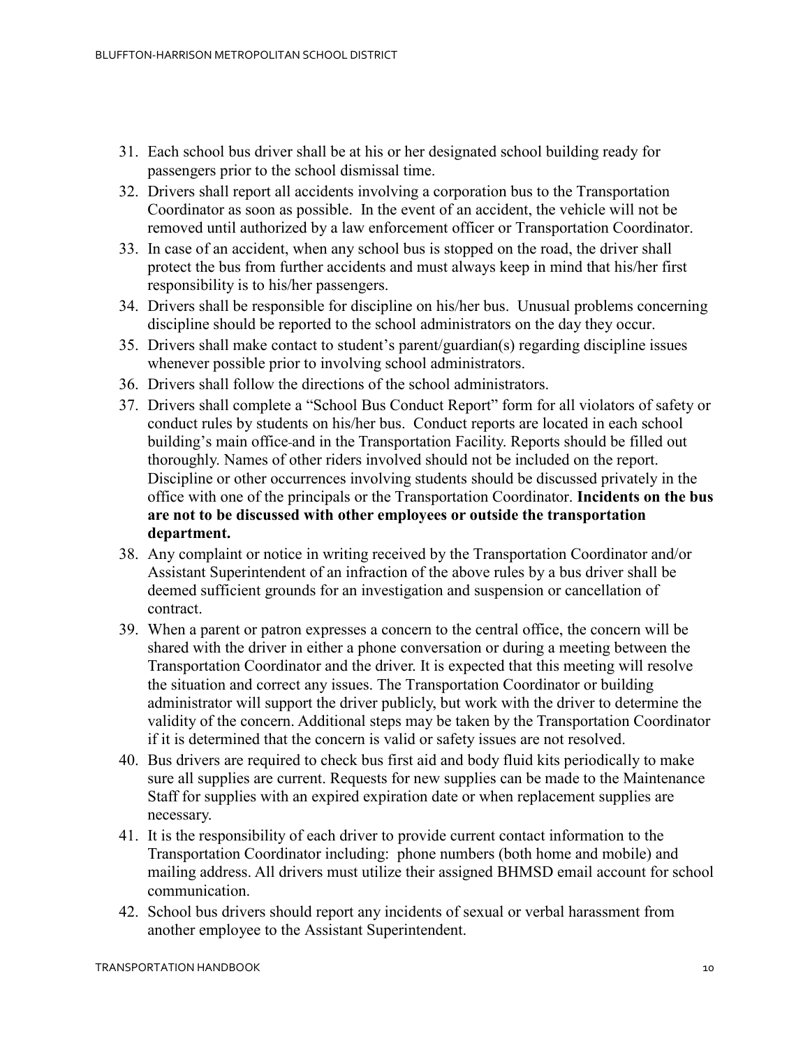31. Each school bus driver shall be at his or her designated school building ready for passengers prior to the school dismissal time.
32. Drivers shall report all accidents involving a corporation bus to the Transportation Coordinator as soon as possible. In the event of an accident, the vehicle will not be removed until authorized by a law enforcement officer or Transportation Coordinator.
33. In case of an accident, when any school bus is stopped on the road, the driver shall protect the bus from further accidents and must always keep in mind that his/her first responsibility is to his/her passengers.
34. Drivers shall be responsible for discipline on his/her bus. Unusual problems concerning discipline should be reported to the school administrators on the day they occur.
35. Drivers shall make contact to student's parent/guardian(s) regarding discipline issues whenever possible prior to involving school administrators.
36. Drivers shall follow the directions of the school administrators.
37. Drivers shall complete a "School Bus Conduct Report" form for all violators of safety or conduct rules by students on his/her bus. Conduct reports are located in each school building's main office and in the Transportation Facility. Reports should be filled out thoroughly. Names of other riders involved should not be included on the report. Discipline or other occurrences involving students should be discussed privately in the office with one of the principals or the Transportation Coordinator. **Incidents on the bus are not to be discussed with other employees or outside the transportation department.**
38. Any complaint or notice in writing received by the Transportation Coordinator and/or Assistant Superintendent of an infraction of the above rules by a bus driver shall be deemed sufficient grounds for an investigation and suspension or cancellation of contract.
39. When a parent or patron expresses a concern to the central office, the concern will be shared with the driver in either a phone conversation or during a meeting between the Transportation Coordinator and the driver. It is expected that this meeting will resolve the situation and correct any issues. The Transportation Coordinator or building administrator will support the driver publicly, but work with the driver to determine the validity of the concern. Additional steps may be taken by the Transportation Coordinator if it is determined that the concern is valid or safety issues are not resolved.
40. Bus drivers are required to check bus first aid and body fluid kits periodically to make sure all supplies are current. Requests for new supplies can be made to the Maintenance Staff for supplies with an expired expiration date or when replacement supplies are necessary.
41. It is the responsibility of each driver to provide current contact information to the Transportation Coordinator including: phone numbers (both home and mobile) and mailing address. All drivers must utilize their assigned BHMSD email account for school communication.
42. School bus drivers should report any incidents of sexual or verbal harassment from another employee to the Assistant Superintendent.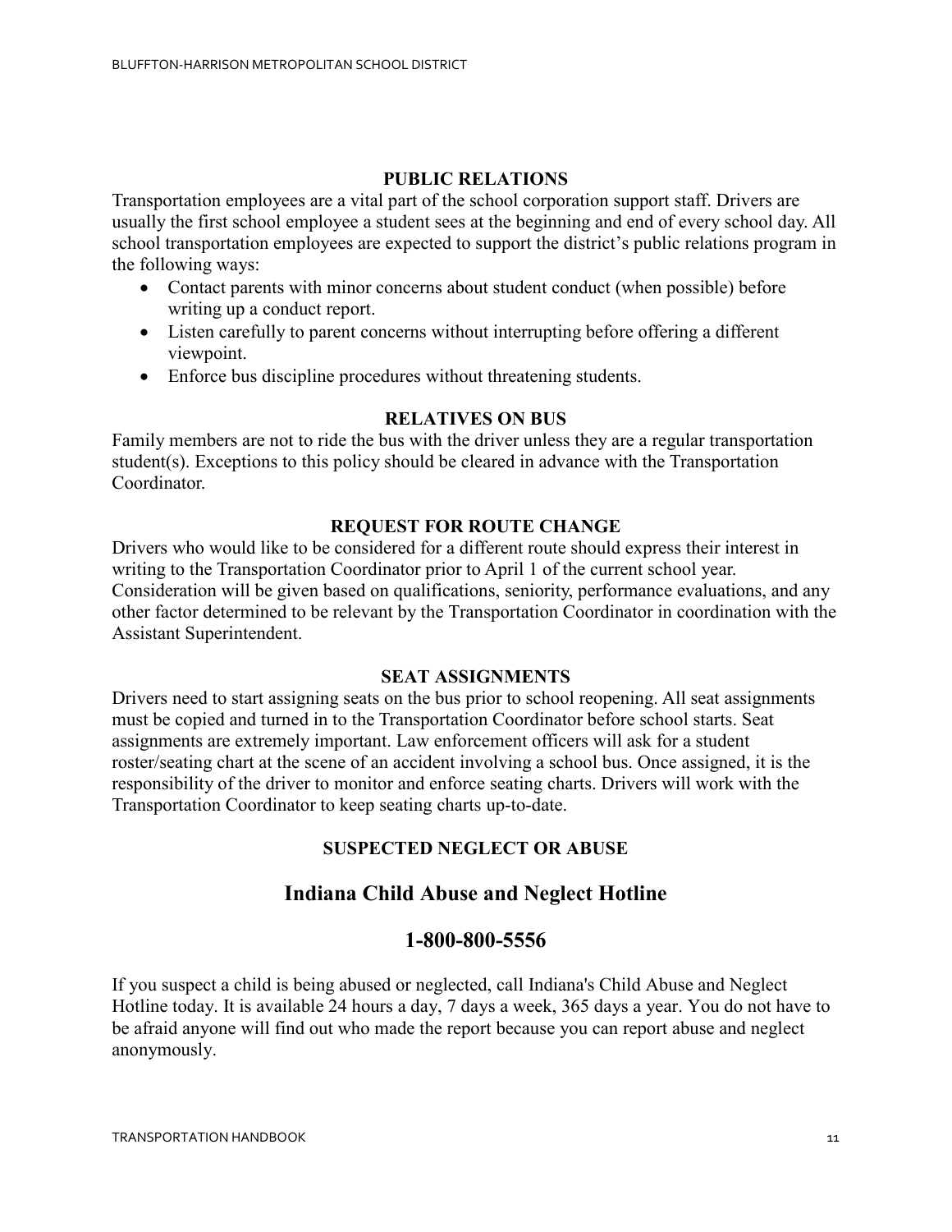## PUBLIC RELATIONS

Transportation employees are a vital part of the school corporation support staff. Drivers are usually the first school employee a student sees at the beginning and end of every school day. All school transportation employees are expected to support the district's public relations program in the following ways:

- Contact parents with minor concerns about student conduct (when possible) before writing up a conduct report.
- Listen carefully to parent concerns without interrupting before offering a different viewpoint.
- Enforce bus discipline procedures without threatening students.

## RELATIVES ON BUS

Family members are not to ride the bus with the driver unless they are a regular transportation student(s). Exceptions to this policy should be cleared in advance with the Transportation Coordinator.

## REQUEST FOR ROUTE CHANGE

Drivers who would like to be considered for a different route should express their interest in writing to the Transportation Coordinator prior to April 1 of the current school year. Consideration will be given based on qualifications, seniority, performance evaluations, and any other factor determined to be relevant by the Transportation Coordinator in coordination with the Assistant Superintendent.

## SEAT ASSIGNMENTS

Drivers need to start assigning seats on the bus prior to school reopening. All seat assignments must be copied and turned in to the Transportation Coordinator before school starts. Seat assignments are extremely important. Law enforcement officers will ask for a student roster/seating chart at the scene of an accident involving a school bus. Once assigned, it is the responsibility of the driver to monitor and enforce seating charts. Drivers will work with the Transportation Coordinator to keep seating charts up-to-date.

## SUSPECTED NEGLECT OR ABUSE

### Indiana Child Abuse and Neglect Hotline

### 1-800-800-5556

If you suspect a child is being abused or neglected, call Indiana's Child Abuse and Neglect Hotline today. It is available 24 hours a day, 7 days a week, 365 days a year. You do not have to be afraid anyone will find out who made the report because you can report abuse and neglect anonymously.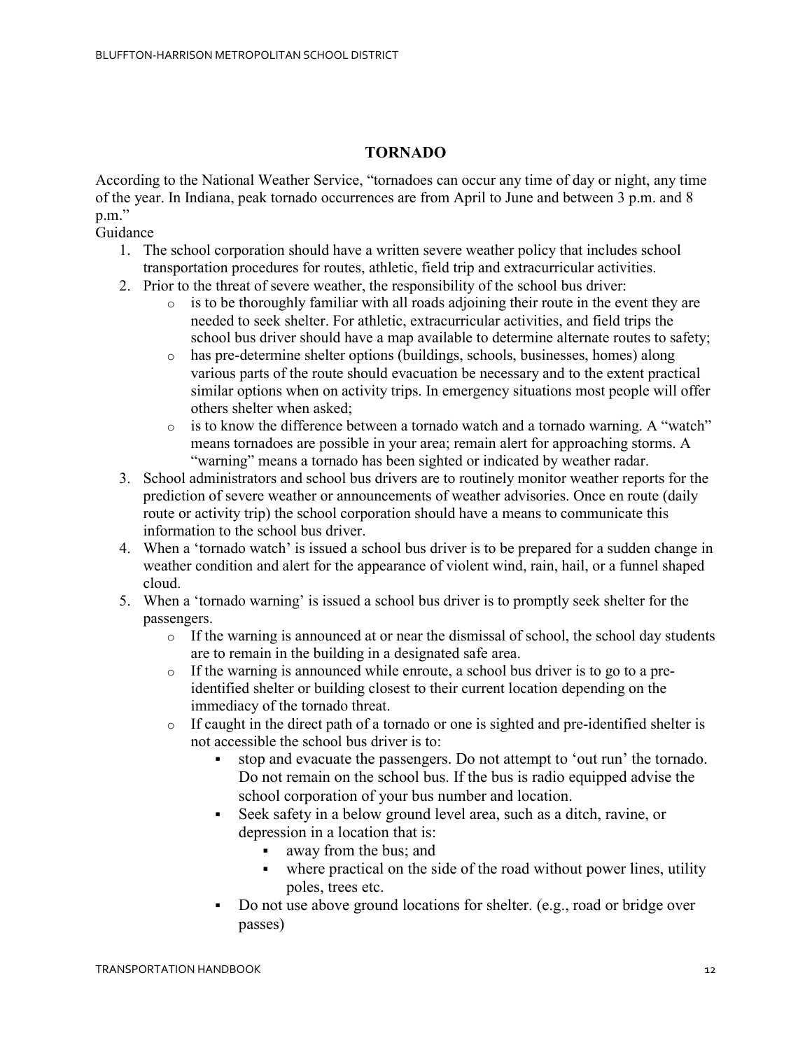## TORNADO

According to the National Weather Service, "tornadoes can occur any time of day or night, any time of the year. In Indiana, peak tornado occurrences are from April to June and between 3 p.m. and 8 p.m."

Guidance

1. The school corporation should have a written severe weather policy that includes school transportation procedures for routes, athletic, field trip and extracurricular activities.
2. Prior to the threat of severe weather, the responsibility of the school bus driver:
   - is to be thoroughly familiar with all roads adjoining their route in the event they are needed to seek shelter. For athletic, extracurricular activities, and field trips the school bus driver should have a map available to determine alternate routes to safety;
   - has pre-determine shelter options (buildings, schools, businesses, homes) along various parts of the route should evacuation be necessary and to the extent practical similar options when on activity trips. In emergency situations most people will offer others shelter when asked;
   - is to know the difference between a tornado watch and a tornado warning. A "watch" means tornadoes are possible in your area; remain alert for approaching storms. A "warning" means a tornado has been sighted or indicated by weather radar.
3. School administrators and school bus drivers are to routinely monitor weather reports for the prediction of severe weather or announcements of weather advisories. Once en route (daily route or activity trip) the school corporation should have a means to communicate this information to the school bus driver.
4. When a 'tornado watch' is issued a school bus driver is to be prepared for a sudden change in weather condition and alert for the appearance of violent wind, rain, hail, or a funnel shaped cloud.
5. When a 'tornado warning' is issued a school bus driver is to promptly seek shelter for the passengers.
   - If the warning is announced at or near the dismissal of school, the school day students are to remain in the building in a designated safe area.
   - If the warning is announced while enroute, a school bus driver is to go to a pre-identified shelter or building closest to their current location depending on the immediacy of the tornado threat.
   - If caught in the direct path of a tornado or one is sighted and pre-identified shelter is not accessible the school bus driver is to:
     - stop and evacuate the passengers. Do not attempt to 'out run' the tornado. Do not remain on the school bus. If the bus is radio equipped advise the school corporation of your bus number and location.
     - Seek safety in a below ground level area, such as a ditch, ravine, or depression in a location that is:
       - away from the bus; and
       - where practical on the side of the road without power lines, utility poles, trees etc.
     - Do not use above ground locations for shelter. (e.g., road or bridge over passes)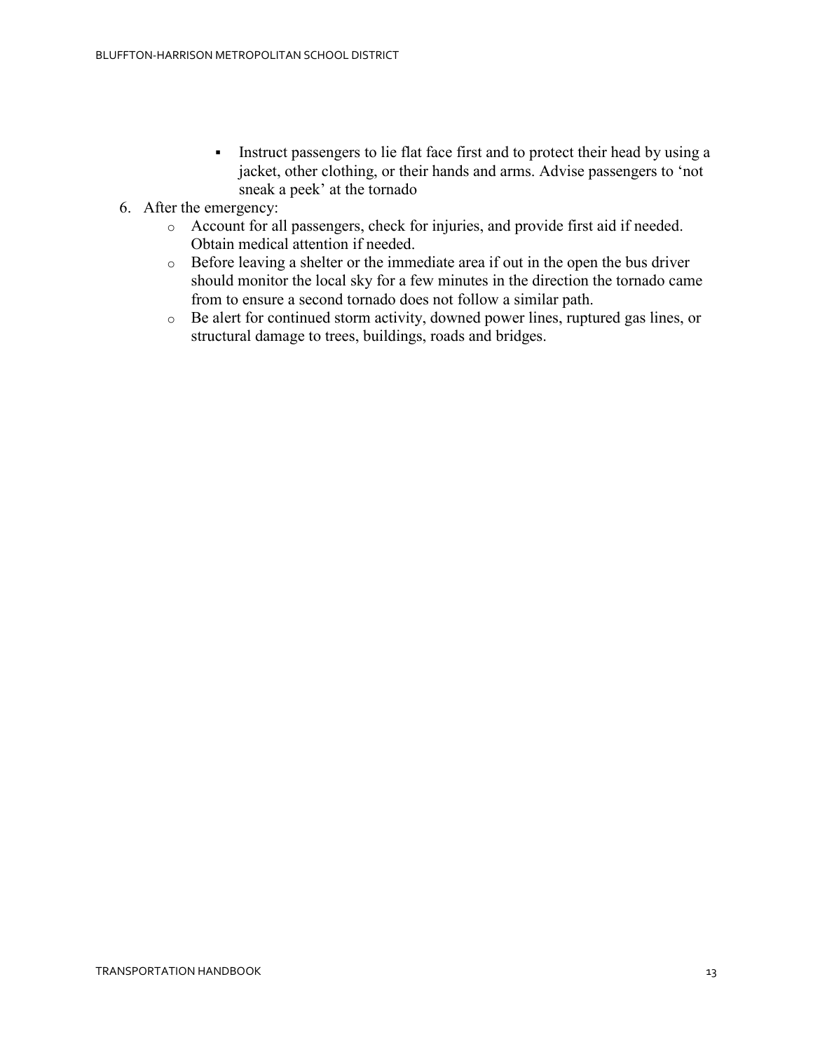- Instruct passengers to lie flat face first and to protect their head by using a jacket, other clothing, or their hands and arms. Advise passengers to 'not sneak a peek' at the tornado

6. After the emergency:
    - Account for all passengers, check for injuries, and provide first aid if needed. Obtain medical attention if needed.
    - Before leaving a shelter or the immediate area if out in the open the bus driver should monitor the local sky for a few minutes in the direction the tornado came from to ensure a second tornado does not follow a similar path.
    - Be alert for continued storm activity, downed power lines, ruptured gas lines, or structural damage to trees, buildings, roads and bridges.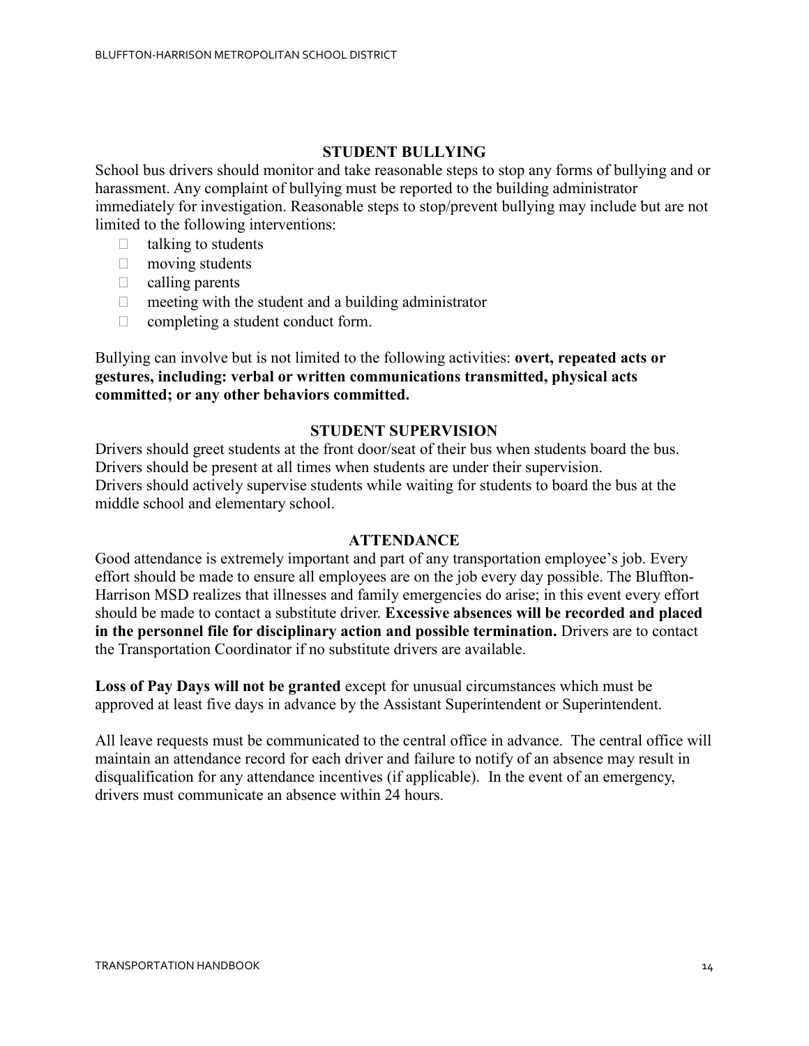## STUDENT BULLYING

School bus drivers should monitor and take reasonable steps to stop any forms of bullying and or harassment. Any complaint of bullying must be reported to the building administrator immediately for investigation. Reasonable steps to stop/prevent bullying may include but are not limited to the following interventions:

- talking to students
- moving students
- calling parents
- meeting with the student and a building administrator
- completing a student conduct form.

Bullying can involve but is not limited to the following activities: **overt, repeated acts or gestures, including: verbal or written communications transmitted, physical acts committed; or any other behaviors committed.**

## STUDENT SUPERVISION

Drivers should greet students at the front door/seat of their bus when students board the bus. Drivers should be present at all times when students are under their supervision. Drivers should actively supervise students while waiting for students to board the bus at the middle school and elementary school.

## ATTENDANCE

Good attendance is extremely important and part of any transportation employee's job. Every effort should be made to ensure all employees are on the job every day possible. The Bluffton-Harrison MSD realizes that illnesses and family emergencies do arise; in this event every effort should be made to contact a substitute driver. **Excessive absences will be recorded and placed in the personnel file for disciplinary action and possible termination.** Drivers are to contact the Transportation Coordinator if no substitute drivers are available.

**Loss of Pay Days will not be granted** except for unusual circumstances which must be approved at least five days in advance by the Assistant Superintendent or Superintendent.

All leave requests must be communicated to the central office in advance. The central office will maintain an attendance record for each driver and failure to notify of an absence may result in disqualification for any attendance incentives (if applicable). In the event of an emergency, drivers must communicate an absence within 24 hours.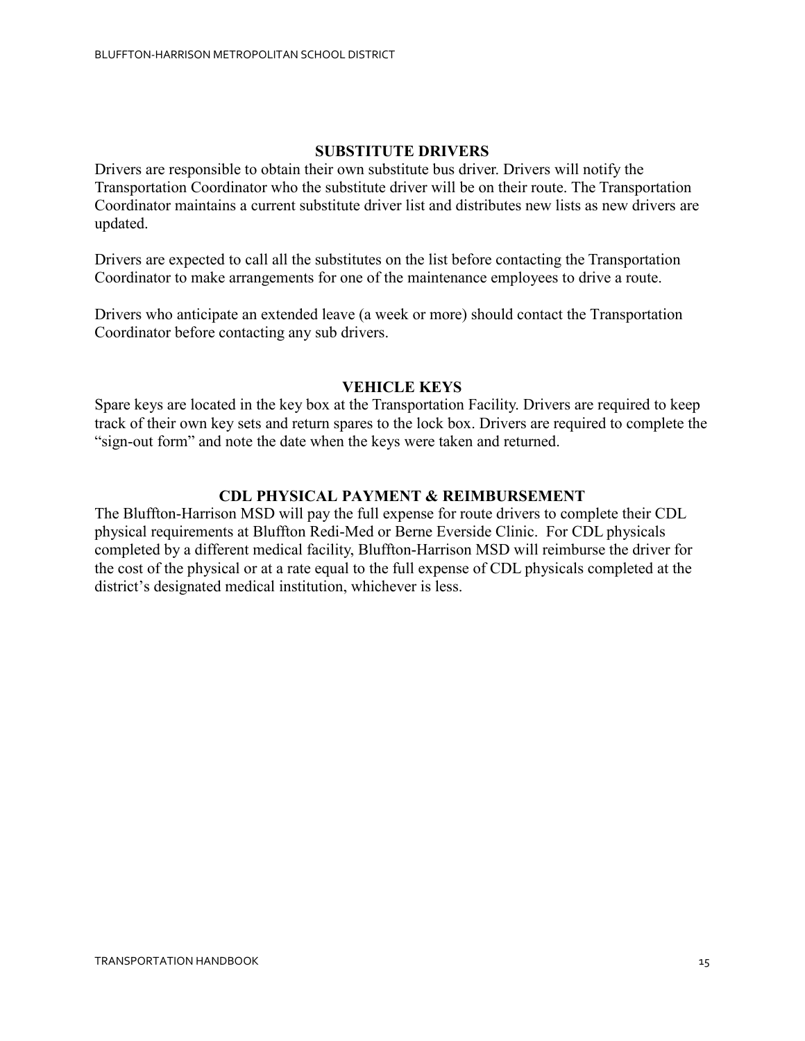## SUBSTITUTE DRIVERS

Drivers are responsible to obtain their own substitute bus driver. Drivers will notify the Transportation Coordinator who the substitute driver will be on their route. The Transportation Coordinator maintains a current substitute driver list and distributes new lists as new drivers are updated.

Drivers are expected to call all the substitutes on the list before contacting the Transportation Coordinator to make arrangements for one of the maintenance employees to drive a route.

Drivers who anticipate an extended leave (a week or more) should contact the Transportation Coordinator before contacting any sub drivers.

## VEHICLE KEYS

Spare keys are located in the key box at the Transportation Facility. Drivers are required to keep track of their own key sets and return spares to the lock box. Drivers are required to complete the "sign-out form" and note the date when the keys were taken and returned.

## CDL PHYSICAL PAYMENT & REIMBURSEMENT

The Bluffton-Harrison MSD will pay the full expense for route drivers to complete their CDL physical requirements at Bluffton Redi-Med or Berne Everside Clinic. For CDL physicals completed by a different medical facility, Bluffton-Harrison MSD will reimburse the driver for the cost of the physical or at a rate equal to the full expense of CDL physicals completed at the district's designated medical institution, whichever is less.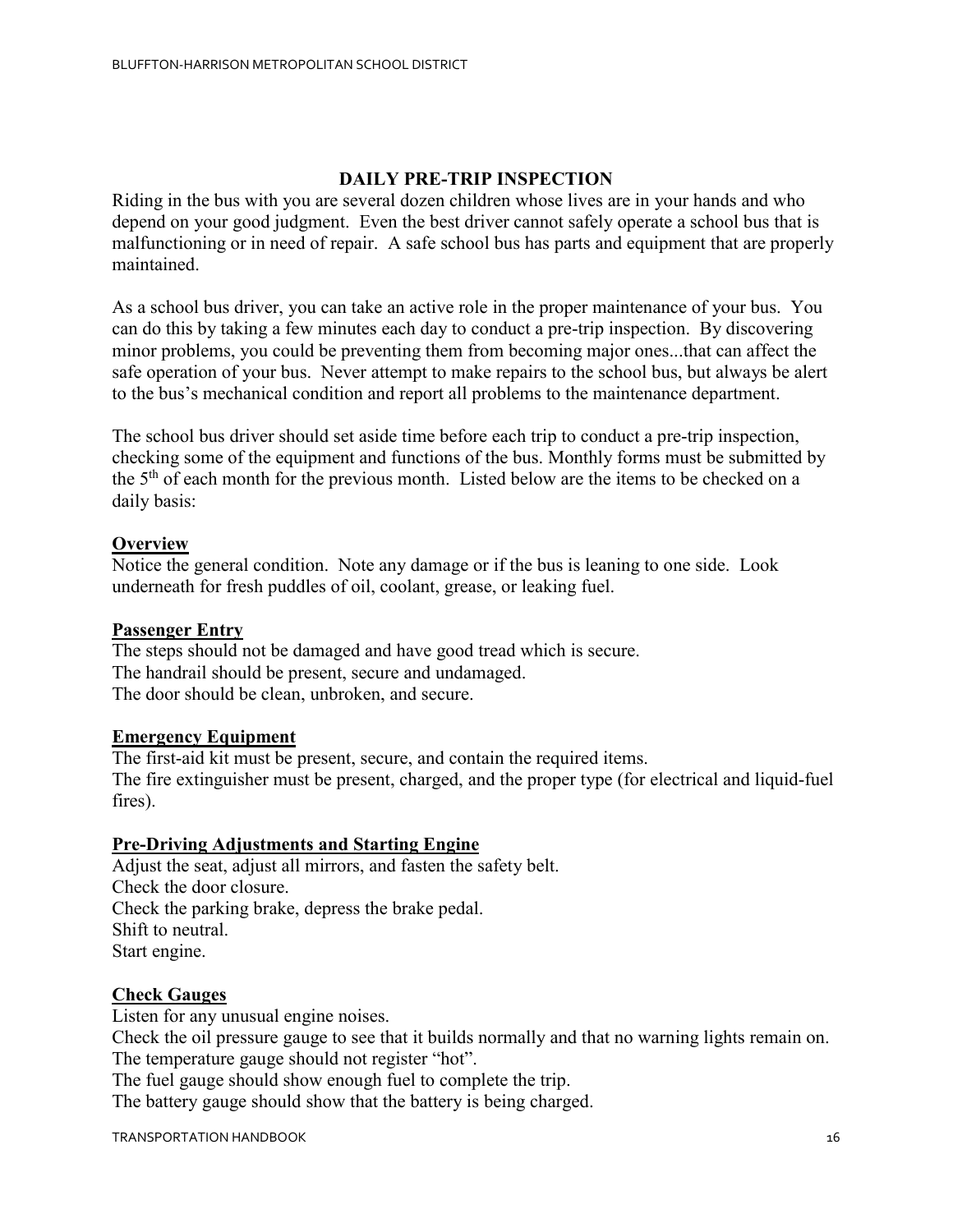## DAILY PRE-TRIP INSPECTION

Riding in the bus with you are several dozen children whose lives are in your hands and who depend on your good judgment. Even the best driver cannot safely operate a school bus that is malfunctioning or in need of repair. A safe school bus has parts and equipment that are properly maintained.

As a school bus driver, you can take an active role in the proper maintenance of your bus. You can do this by taking a few minutes each day to conduct a pre-trip inspection. By discovering minor problems, you could be preventing them from becoming major ones...that can affect the safe operation of your bus. Never attempt to make repairs to the school bus, but always be alert to the bus's mechanical condition and report all problems to the maintenance department.

The school bus driver should set aside time before each trip to conduct a pre-trip inspection, checking some of the equipment and functions of the bus. Monthly forms must be submitted by the 5th of each month for the previous month. Listed below are the items to be checked on a daily basis:

### Overview

Notice the general condition. Note any damage or if the bus is leaning to one side. Look underneath for fresh puddles of oil, coolant, grease, or leaking fuel.

### Passenger Entry

The steps should not be damaged and have good tread which is secure.
The handrail should be present, secure and undamaged.
The door should be clean, unbroken, and secure.

### Emergency Equipment

The first-aid kit must be present, secure, and contain the required items.
The fire extinguisher must be present, charged, and the proper type (for electrical and liquid-fuel fires).

### Pre-Driving Adjustments and Starting Engine

Adjust the seat, adjust all mirrors, and fasten the safety belt.
Check the door closure.
Check the parking brake, depress the brake pedal.
Shift to neutral.
Start engine.

### Check Gauges

Listen for any unusual engine noises.
Check the oil pressure gauge to see that it builds normally and that no warning lights remain on.
The temperature gauge should not register "hot".
The fuel gauge should show enough fuel to complete the trip.
The battery gauge should show that the battery is being charged.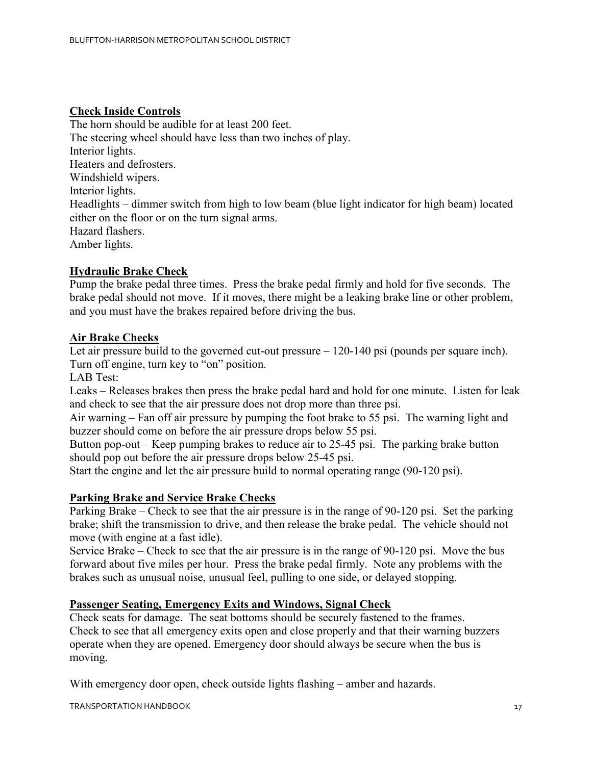### Check Inside Controls

The horn should be audible for at least 200 feet.
The steering wheel should have less than two inches of play.
Interior lights.
Heaters and defrosters.
Windshield wipers.
Interior lights.
Headlights – dimmer switch from high to low beam (blue light indicator for high beam) located either on the floor or on the turn signal arms.
Hazard flashers.
Amber lights.

### Hydraulic Brake Check

Pump the brake pedal three times. Press the brake pedal firmly and hold for five seconds. The brake pedal should not move. If it moves, there might be a leaking brake line or other problem, and you must have the brakes repaired before driving the bus.

### Air Brake Checks

Let air pressure build to the governed cut-out pressure – 120-140 psi (pounds per square inch). Turn off engine, turn key to "on" position.
LAB Test:
Leaks – Releases brakes then press the brake pedal hard and hold for one minute. Listen for leak and check to see that the air pressure does not drop more than three psi.
Air warning – Fan off air pressure by pumping the foot brake to 55 psi. The warning light and buzzer should come on before the air pressure drops below 55 psi.
Button pop-out – Keep pumping brakes to reduce air to 25-45 psi. The parking brake button should pop out before the air pressure drops below 25-45 psi.
Start the engine and let the air pressure build to normal operating range (90-120 psi).

### Parking Brake and Service Brake Checks

Parking Brake – Check to see that the air pressure is in the range of 90-120 psi. Set the parking brake; shift the transmission to drive, and then release the brake pedal. The vehicle should not move (with engine at a fast idle).
Service Brake – Check to see that the air pressure is in the range of 90-120 psi. Move the bus forward about five miles per hour. Press the brake pedal firmly. Note any problems with the brakes such as unusual noise, unusual feel, pulling to one side, or delayed stopping.

### Passenger Seating, Emergency Exits and Windows, Signal Check

Check seats for damage. The seat bottoms should be securely fastened to the frames.
Check to see that all emergency exits open and close properly and that their warning buzzers operate when they are opened. Emergency door should always be secure when the bus is moving.

With emergency door open, check outside lights flashing – amber and hazards.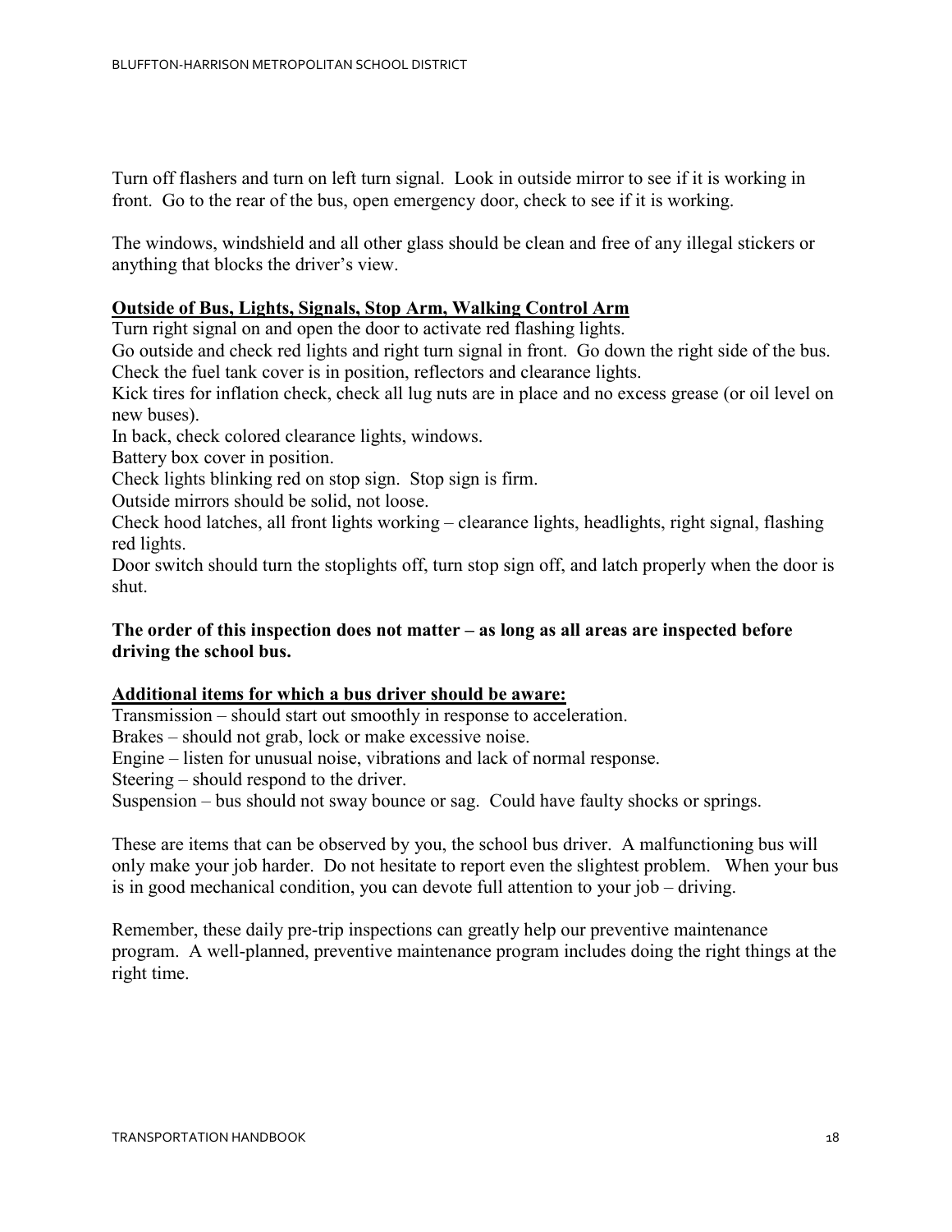Turn off flashers and turn on left turn signal. Look in outside mirror to see if it is working in front. Go to the rear of the bus, open emergency door, check to see if it is working.

The windows, windshield and all other glass should be clean and free of any illegal stickers or anything that blocks the driver's view.

**Outside of Bus, Lights, Signals, Stop Arm, Walking Control Arm**

Turn right signal on and open the door to activate red flashing lights.
Go outside and check red lights and right turn signal in front. Go down the right side of the bus.
Check the fuel tank cover is in position, reflectors and clearance lights.
Kick tires for inflation check, check all lug nuts are in place and no excess grease (or oil level on new buses).
In back, check colored clearance lights, windows.
Battery box cover in position.
Check lights blinking red on stop sign. Stop sign is firm.
Outside mirrors should be solid, not loose.
Check hood latches, all front lights working – clearance lights, headlights, right signal, flashing red lights.
Door switch should turn the stoplights off, turn stop sign off, and latch properly when the door is shut.

**The order of this inspection does not matter – as long as all areas are inspected before driving the school bus.**

**Additional items for which a bus driver should be aware:**

Transmission – should start out smoothly in response to acceleration.
Brakes – should not grab, lock or make excessive noise.
Engine – listen for unusual noise, vibrations and lack of normal response.
Steering – should respond to the driver.
Suspension – bus should not sway bounce or sag. Could have faulty shocks or springs.

These are items that can be observed by you, the school bus driver. A malfunctioning bus will only make your job harder. Do not hesitate to report even the slightest problem. When your bus is in good mechanical condition, you can devote full attention to your job – driving.

Remember, these daily pre-trip inspections can greatly help our preventive maintenance program. A well-planned, preventive maintenance program includes doing the right things at the right time.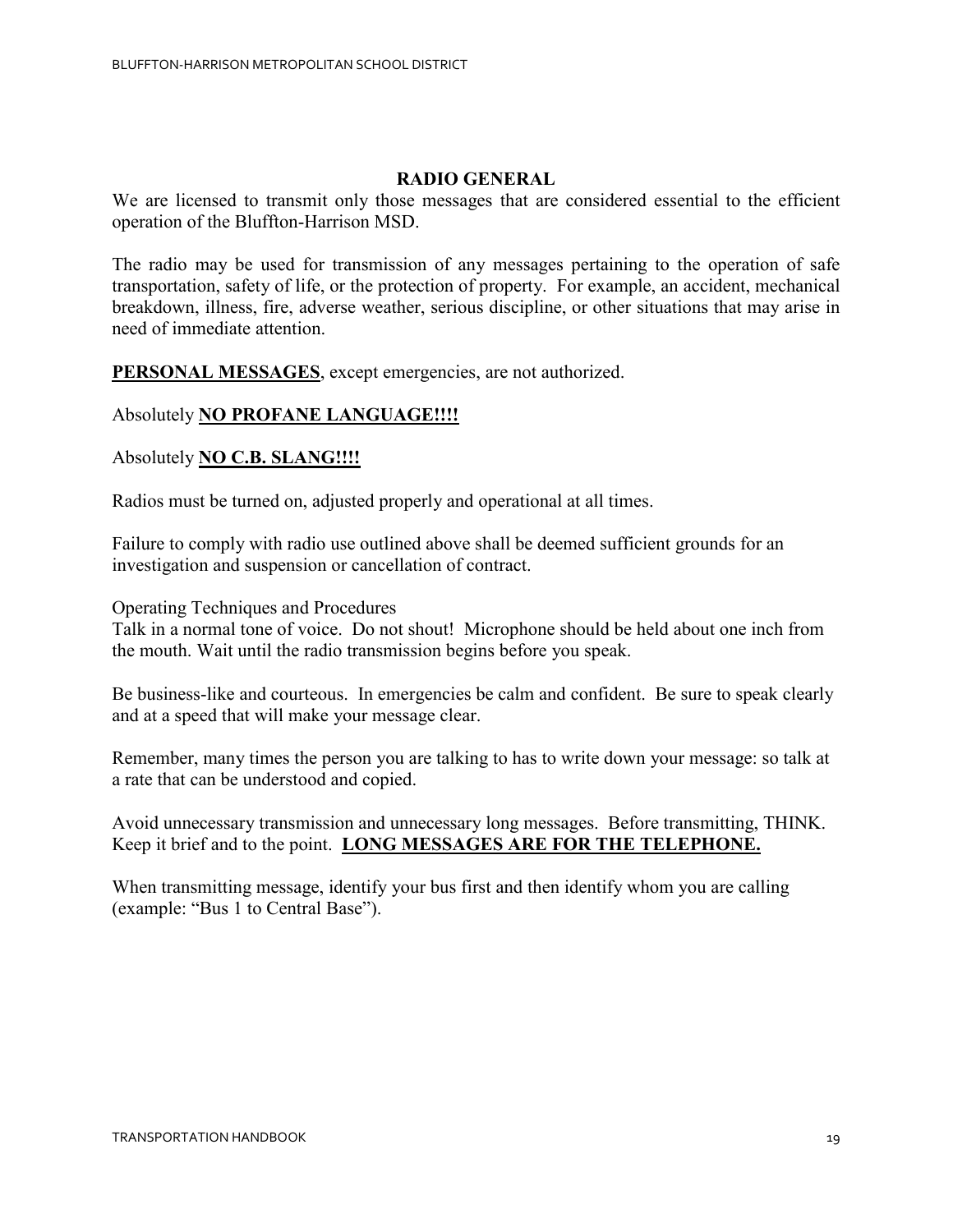## RADIO GENERAL

We are licensed to transmit only those messages that are considered essential to the efficient operation of the Bluffton-Harrison MSD.

The radio may be used for transmission of any messages pertaining to the operation of safe transportation, safety of life, or the protection of property. For example, an accident, mechanical breakdown, illness, fire, adverse weather, serious discipline, or other situations that may arise in need of immediate attention.

**PERSONAL MESSAGES**, except emergencies, are not authorized.

Absolutely **NO PROFANE LANGUAGE!!!!**

Absolutely **NO C.B. SLANG!!!!**

Radios must be turned on, adjusted properly and operational at all times.

Failure to comply with radio use outlined above shall be deemed sufficient grounds for an investigation and suspension or cancellation of contract.

Operating Techniques and Procedures
Talk in a normal tone of voice. Do not shout! Microphone should be held about one inch from the mouth. Wait until the radio transmission begins before you speak.

Be business-like and courteous. In emergencies be calm and confident. Be sure to speak clearly and at a speed that will make your message clear.

Remember, many times the person you are talking to has to write down your message: so talk at a rate that can be understood and copied.

Avoid unnecessary transmission and unnecessary long messages. Before transmitting, THINK. Keep it brief and to the point. **LONG MESSAGES ARE FOR THE TELEPHONE.**

When transmitting message, identify your bus first and then identify whom you are calling (example: "Bus 1 to Central Base").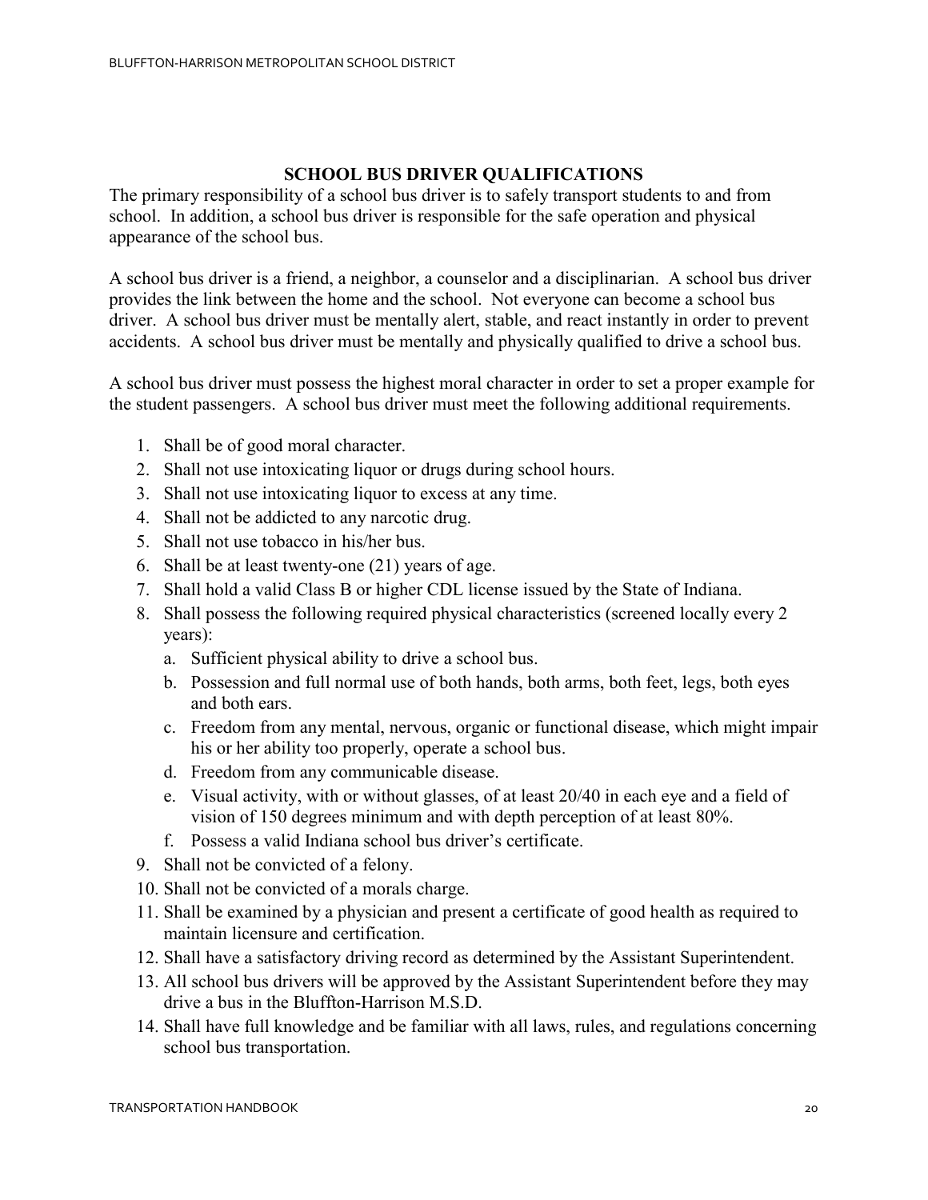## SCHOOL BUS DRIVER QUALIFICATIONS

The primary responsibility of a school bus driver is to safely transport students to and from school. In addition, a school bus driver is responsible for the safe operation and physical appearance of the school bus.

A school bus driver is a friend, a neighbor, a counselor and a disciplinarian. A school bus driver provides the link between the home and the school. Not everyone can become a school bus driver. A school bus driver must be mentally alert, stable, and react instantly in order to prevent accidents. A school bus driver must be mentally and physically qualified to drive a school bus.

A school bus driver must possess the highest moral character in order to set a proper example for the student passengers. A school bus driver must meet the following additional requirements.

1. Shall be of good moral character.
2. Shall not use intoxicating liquor or drugs during school hours.
3. Shall not use intoxicating liquor to excess at any time.
4. Shall not be addicted to any narcotic drug.
5. Shall not use tobacco in his/her bus.
6. Shall be at least twenty-one (21) years of age.
7. Shall hold a valid Class B or higher CDL license issued by the State of Indiana.
8. Shall possess the following required physical characteristics (screened locally every 2 years):
   a. Sufficient physical ability to drive a school bus.
   b. Possession and full normal use of both hands, both arms, both feet, legs, both eyes and both ears.
   c. Freedom from any mental, nervous, organic or functional disease, which might impair his or her ability too properly, operate a school bus.
   d. Freedom from any communicable disease.
   e. Visual activity, with or without glasses, of at least 20/40 in each eye and a field of vision of 150 degrees minimum and with depth perception of at least 80%.
   f. Possess a valid Indiana school bus driver's certificate.
9. Shall not be convicted of a felony.
10. Shall not be convicted of a morals charge.
11. Shall be examined by a physician and present a certificate of good health as required to maintain licensure and certification.
12. Shall have a satisfactory driving record as determined by the Assistant Superintendent.
13. All school bus drivers will be approved by the Assistant Superintendent before they may drive a bus in the Bluffton-Harrison M.S.D.
14. Shall have full knowledge and be familiar with all laws, rules, and regulations concerning school bus transportation.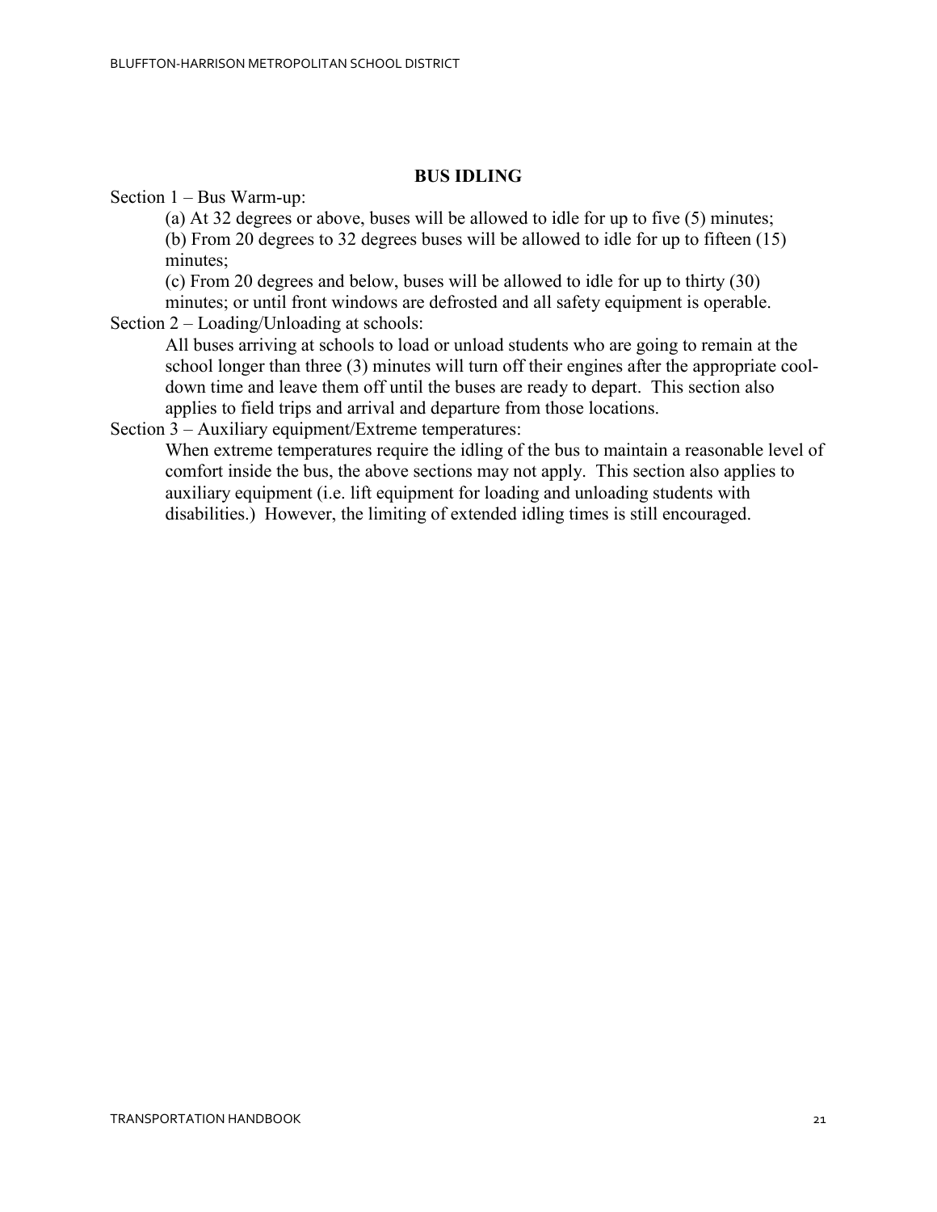## BUS IDLING

Section 1 – Bus Warm-up:

(a) At 32 degrees or above, buses will be allowed to idle for up to five (5) minutes;

(b) From 20 degrees to 32 degrees buses will be allowed to idle for up to fifteen (15) minutes;

(c) From 20 degrees and below, buses will be allowed to idle for up to thirty (30) minutes; or until front windows are defrosted and all safety equipment is operable.

Section 2 – Loading/Unloading at schools:

All buses arriving at schools to load or unload students who are going to remain at the school longer than three (3) minutes will turn off their engines after the appropriate cool-down time and leave them off until the buses are ready to depart. This section also applies to field trips and arrival and departure from those locations.

Section 3 – Auxiliary equipment/Extreme temperatures:

When extreme temperatures require the idling of the bus to maintain a reasonable level of comfort inside the bus, the above sections may not apply. This section also applies to auxiliary equipment (i.e. lift equipment for loading and unloading students with disabilities.) However, the limiting of extended idling times is still encouraged.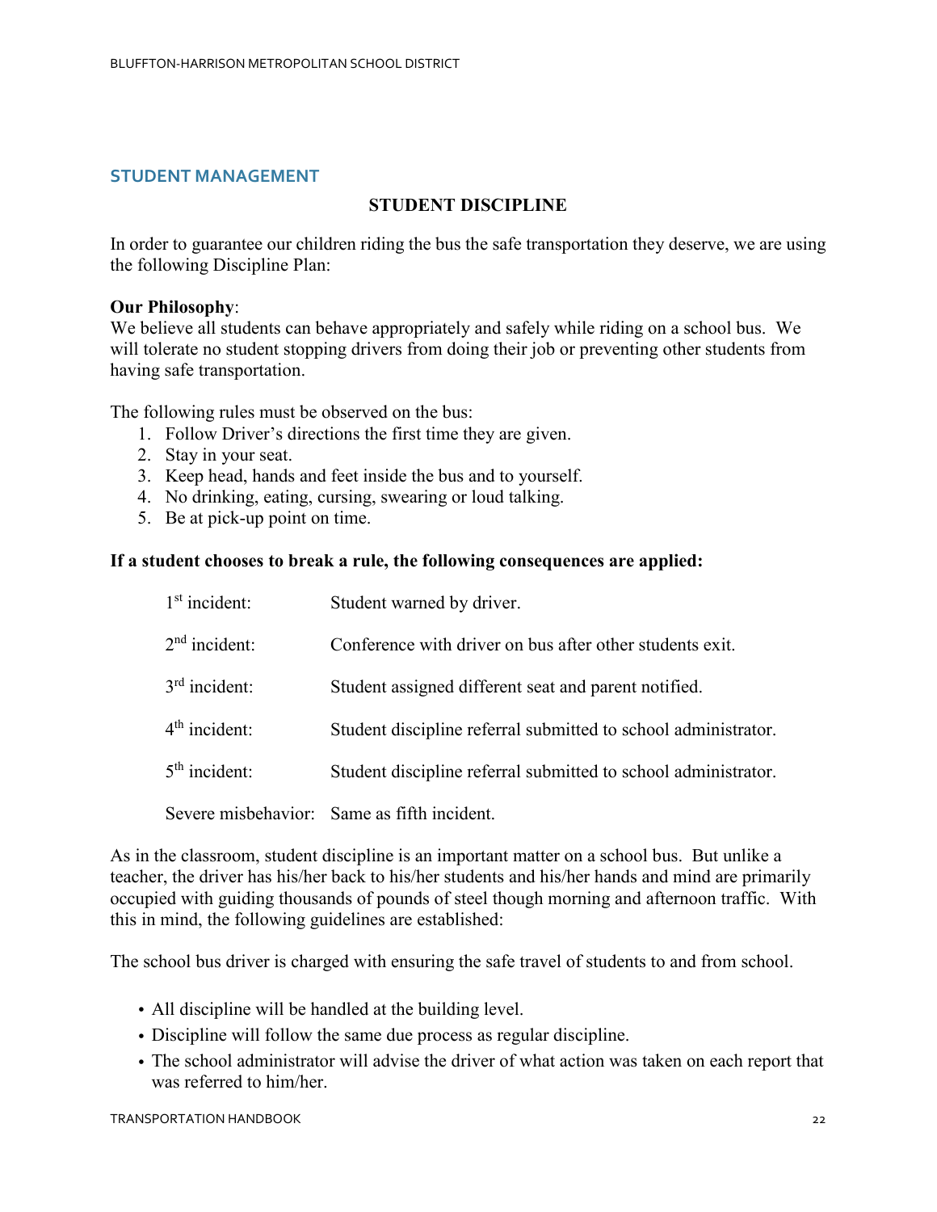## STUDENT MANAGEMENT

### STUDENT DISCIPLINE

In order to guarantee our children riding the bus the safe transportation they deserve, we are using the following Discipline Plan:

**Our Philosophy**:
We believe all students can behave appropriately and safely while riding on a school bus. We will tolerate no student stopping drivers from doing their job or preventing other students from having safe transportation.

The following rules must be observed on the bus:

1. Follow Driver's directions the first time they are given.
2. Stay in your seat.
3. Keep head, hands and feet inside the bus and to yourself.
4. No drinking, eating, cursing, swearing or loud talking.
5. Be at pick-up point on time.

**If a student chooses to break a rule, the following consequences are applied:**

| | |
|---|---|
| 1st incident: | Student warned by driver. |
| 2nd incident: | Conference with driver on bus after other students exit. |
| 3rd incident: | Student assigned different seat and parent notified. |
| 4th incident: | Student discipline referral submitted to school administrator. |
| 5th incident: | Student discipline referral submitted to school administrator. |
| Severe misbehavior: | Same as fifth incident. |

As in the classroom, student discipline is an important matter on a school bus. But unlike a teacher, the driver has his/her back to his/her students and his/her hands and mind are primarily occupied with guiding thousands of pounds of steel though morning and afternoon traffic. With this in mind, the following guidelines are established:

The school bus driver is charged with ensuring the safe travel of students to and from school.

- All discipline will be handled at the building level.
- Discipline will follow the same due process as regular discipline.
- The school administrator will advise the driver of what action was taken on each report that was referred to him/her.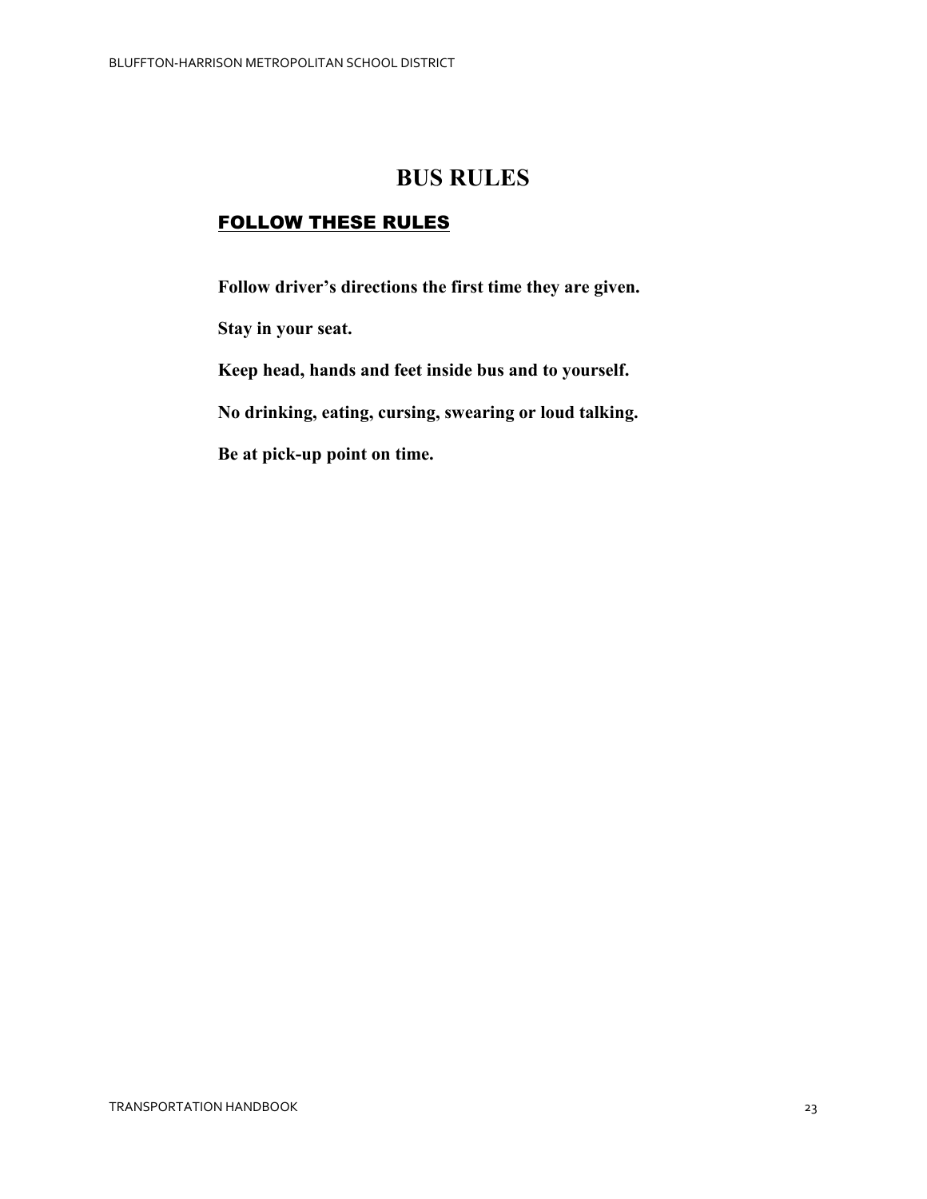# BUS RULES

## FOLLOW THESE RULES

**Follow driver's directions the first time they are given.**

**Stay in your seat.**

**Keep head, hands and feet inside bus and to yourself.**

**No drinking, eating, cursing, swearing or loud talking.**

**Be at pick-up point on time.**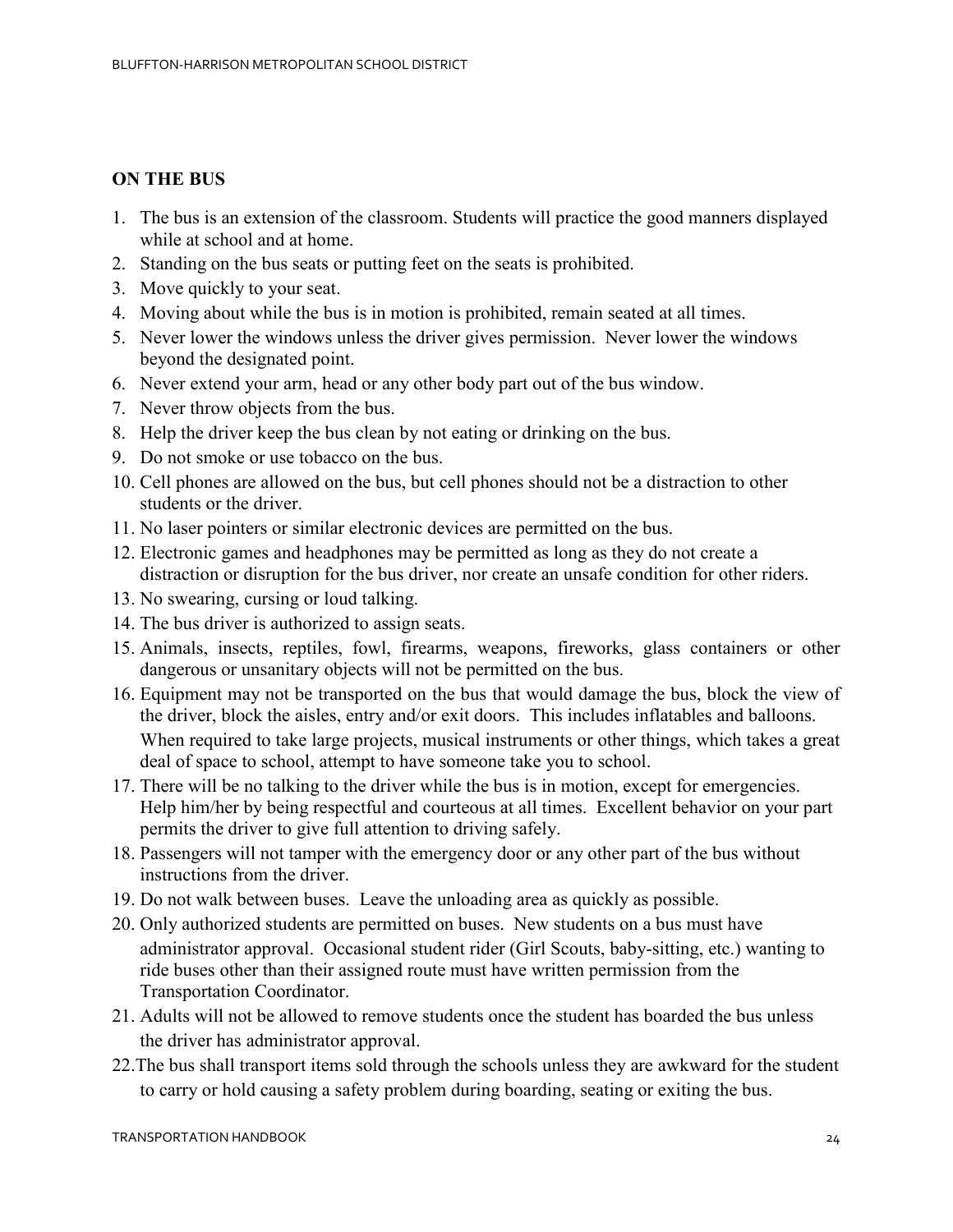## ON THE BUS

1. The bus is an extension of the classroom. Students will practice the good manners displayed while at school and at home.
2. Standing on the bus seats or putting feet on the seats is prohibited.
3. Move quickly to your seat.
4. Moving about while the bus is in motion is prohibited, remain seated at all times.
5. Never lower the windows unless the driver gives permission. Never lower the windows beyond the designated point.
6. Never extend your arm, head or any other body part out of the bus window.
7. Never throw objects from the bus.
8. Help the driver keep the bus clean by not eating or drinking on the bus.
9. Do not smoke or use tobacco on the bus.
10. Cell phones are allowed on the bus, but cell phones should not be a distraction to other students or the driver.
11. No laser pointers or similar electronic devices are permitted on the bus.
12. Electronic games and headphones may be permitted as long as they do not create a distraction or disruption for the bus driver, nor create an unsafe condition for other riders.
13. No swearing, cursing or loud talking.
14. The bus driver is authorized to assign seats.
15. Animals, insects, reptiles, fowl, firearms, weapons, fireworks, glass containers or other dangerous or unsanitary objects will not be permitted on the bus.
16. Equipment may not be transported on the bus that would damage the bus, block the view of the driver, block the aisles, entry and/or exit doors. This includes inflatables and balloons. When required to take large projects, musical instruments or other things, which takes a great deal of space to school, attempt to have someone take you to school.
17. There will be no talking to the driver while the bus is in motion, except for emergencies. Help him/her by being respectful and courteous at all times. Excellent behavior on your part permits the driver to give full attention to driving safely.
18. Passengers will not tamper with the emergency door or any other part of the bus without instructions from the driver.
19. Do not walk between buses. Leave the unloading area as quickly as possible.
20. Only authorized students are permitted on buses. New students on a bus must have administrator approval. Occasional student rider (Girl Scouts, baby-sitting, etc.) wanting to ride buses other than their assigned route must have written permission from the Transportation Coordinator.
21. Adults will not be allowed to remove students once the student has boarded the bus unless the driver has administrator approval.
22. The bus shall transport items sold through the schools unless they are awkward for the student to carry or hold causing a safety problem during boarding, seating or exiting the bus.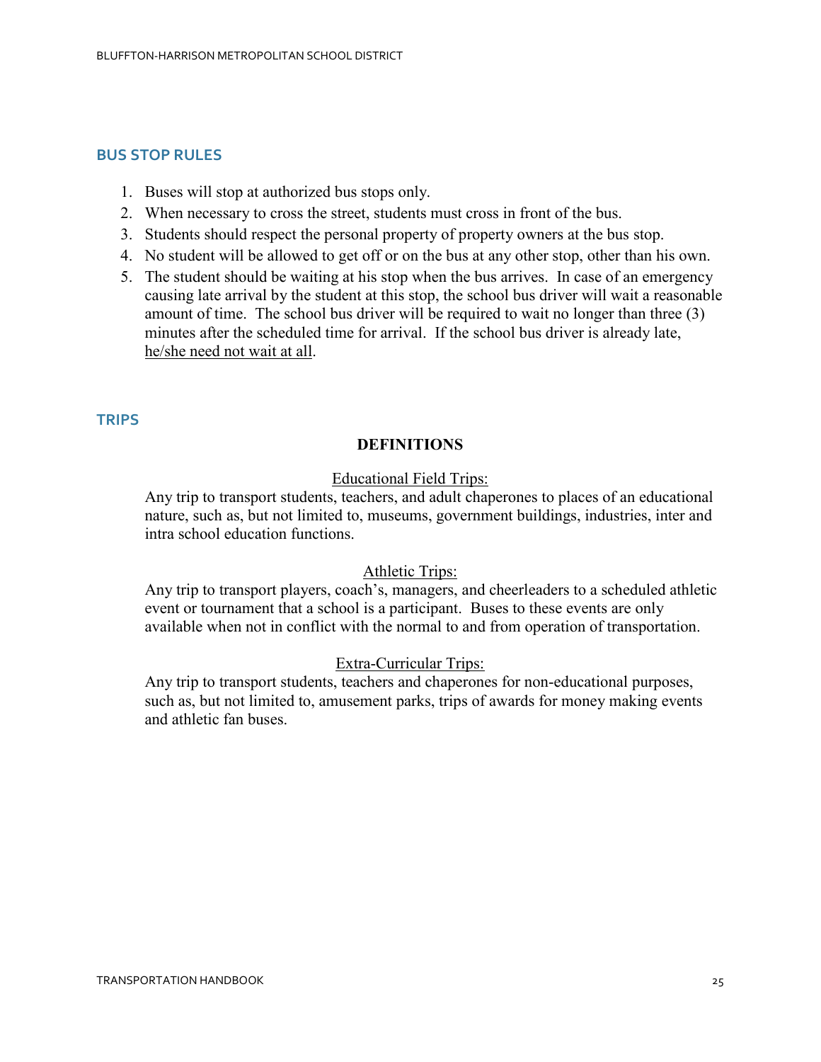## BUS STOP RULES

1. Buses will stop at authorized bus stops only.
2. When necessary to cross the street, students must cross in front of the bus.
3. Students should respect the personal property of property owners at the bus stop.
4. No student will be allowed to get off or on the bus at any other stop, other than his own.
5. The student should be waiting at his stop when the bus arrives. In case of an emergency causing late arrival by the student at this stop, the school bus driver will wait a reasonable amount of time. The school bus driver will be required to wait no longer than three (3) minutes after the scheduled time for arrival. If the school bus driver is already late, <u>he/she need not wait at all</u>.

## TRIPS

### DEFINITIONS

<u>Educational Field Trips:</u>

Any trip to transport students, teachers, and adult chaperones to places of an educational nature, such as, but not limited to, museums, government buildings, industries, inter and intra school education functions.

<u>Athletic Trips:</u>

Any trip to transport players, coach's, managers, and cheerleaders to a scheduled athletic event or tournament that a school is a participant. Buses to these events are only available when not in conflict with the normal to and from operation of transportation.

<u>Extra-Curricular Trips:</u>

Any trip to transport students, teachers and chaperones for non-educational purposes, such as, but not limited to, amusement parks, trips of awards for money making events and athletic fan buses.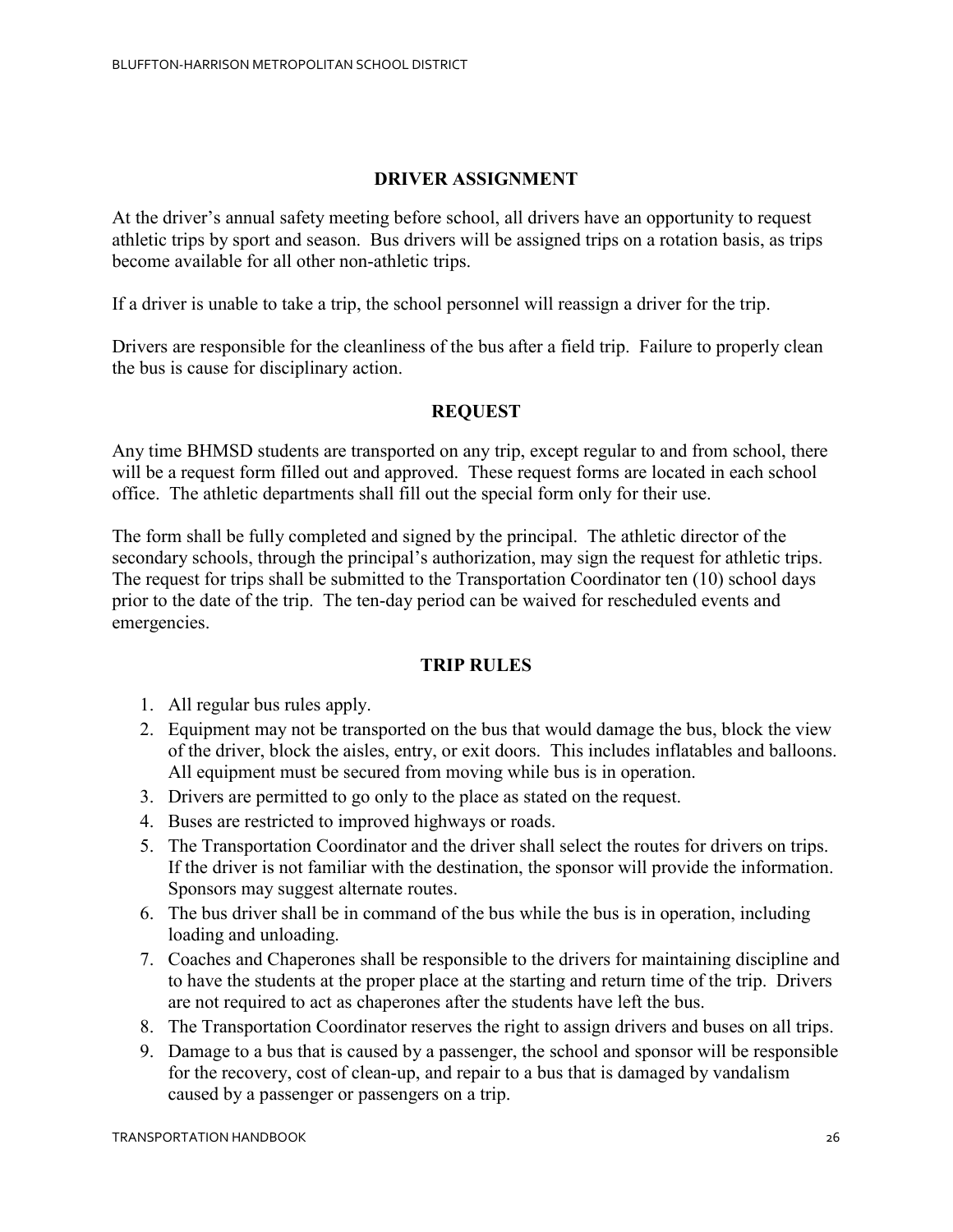## DRIVER ASSIGNMENT

At the driver's annual safety meeting before school, all drivers have an opportunity to request athletic trips by sport and season. Bus drivers will be assigned trips on a rotation basis, as trips become available for all other non-athletic trips.

If a driver is unable to take a trip, the school personnel will reassign a driver for the trip.

Drivers are responsible for the cleanliness of the bus after a field trip. Failure to properly clean the bus is cause for disciplinary action.

## REQUEST

Any time BHMSD students are transported on any trip, except regular to and from school, there will be a request form filled out and approved. These request forms are located in each school office. The athletic departments shall fill out the special form only for their use.

The form shall be fully completed and signed by the principal. The athletic director of the secondary schools, through the principal's authorization, may sign the request for athletic trips. The request for trips shall be submitted to the Transportation Coordinator ten (10) school days prior to the date of the trip. The ten-day period can be waived for rescheduled events and emergencies.

## TRIP RULES

1. All regular bus rules apply.
2. Equipment may not be transported on the bus that would damage the bus, block the view of the driver, block the aisles, entry, or exit doors. This includes inflatables and balloons. All equipment must be secured from moving while bus is in operation.
3. Drivers are permitted to go only to the place as stated on the request.
4. Buses are restricted to improved highways or roads.
5. The Transportation Coordinator and the driver shall select the routes for drivers on trips. If the driver is not familiar with the destination, the sponsor will provide the information. Sponsors may suggest alternate routes.
6. The bus driver shall be in command of the bus while the bus is in operation, including loading and unloading.
7. Coaches and Chaperones shall be responsible to the drivers for maintaining discipline and to have the students at the proper place at the starting and return time of the trip. Drivers are not required to act as chaperones after the students have left the bus.
8. The Transportation Coordinator reserves the right to assign drivers and buses on all trips.
9. Damage to a bus that is caused by a passenger, the school and sponsor will be responsible for the recovery, cost of clean-up, and repair to a bus that is damaged by vandalism caused by a passenger or passengers on a trip.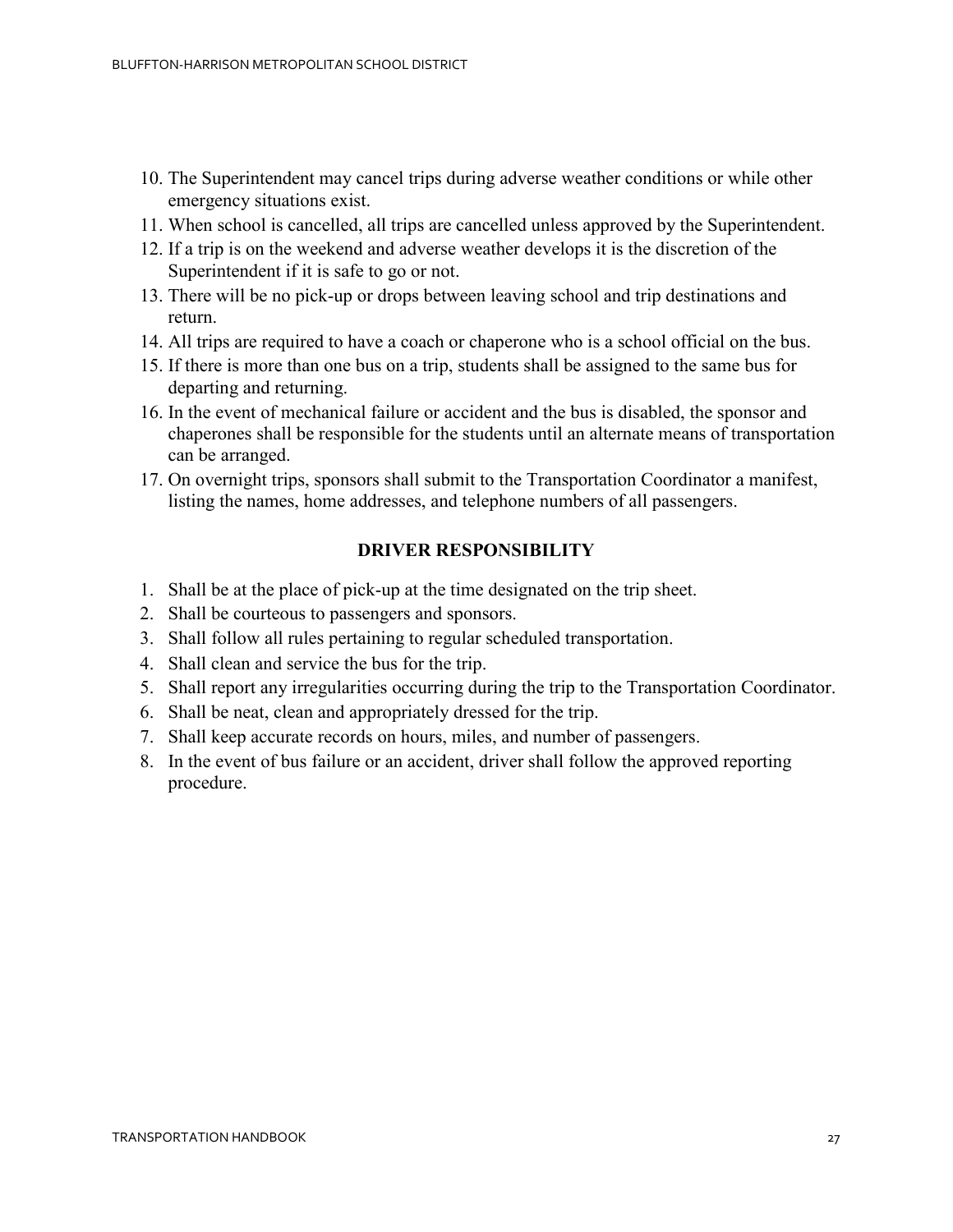10. The Superintendent may cancel trips during adverse weather conditions or while other emergency situations exist.
11. When school is cancelled, all trips are cancelled unless approved by the Superintendent.
12. If a trip is on the weekend and adverse weather develops it is the discretion of the Superintendent if it is safe to go or not.
13. There will be no pick-up or drops between leaving school and trip destinations and return.
14. All trips are required to have a coach or chaperone who is a school official on the bus.
15. If there is more than one bus on a trip, students shall be assigned to the same bus for departing and returning.
16. In the event of mechanical failure or accident and the bus is disabled, the sponsor and chaperones shall be responsible for the students until an alternate means of transportation can be arranged.
17. On overnight trips, sponsors shall submit to the Transportation Coordinator a manifest, listing the names, home addresses, and telephone numbers of all passengers.

## DRIVER RESPONSIBILITY

1. Shall be at the place of pick-up at the time designated on the trip sheet.
2. Shall be courteous to passengers and sponsors.
3. Shall follow all rules pertaining to regular scheduled transportation.
4. Shall clean and service the bus for the trip.
5. Shall report any irregularities occurring during the trip to the Transportation Coordinator.
6. Shall be neat, clean and appropriately dressed for the trip.
7. Shall keep accurate records on hours, miles, and number of passengers.
8. In the event of bus failure or an accident, driver shall follow the approved reporting procedure.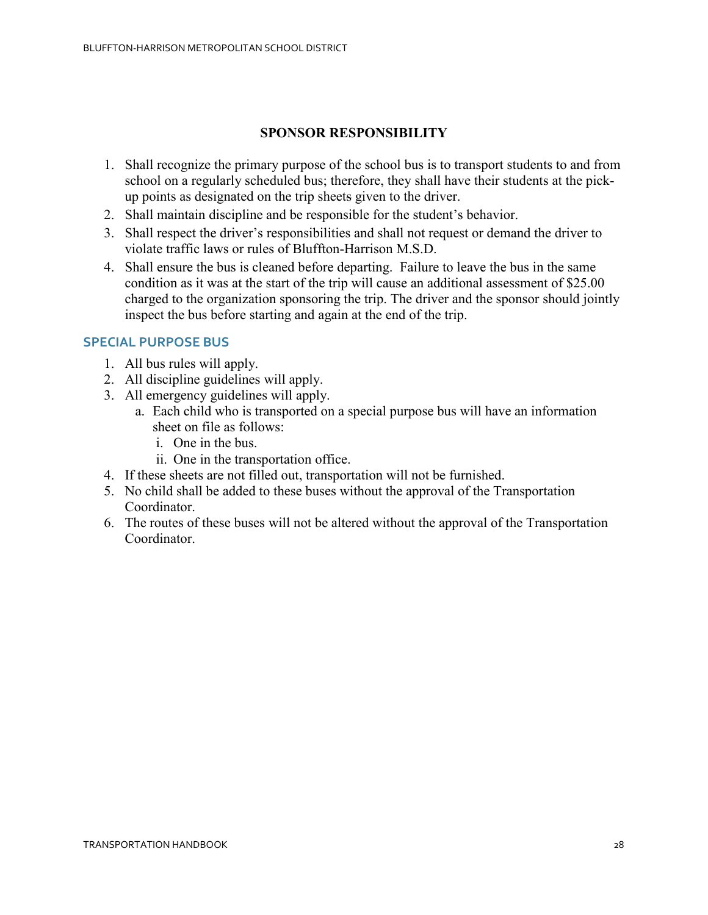## SPONSOR RESPONSIBILITY

1. Shall recognize the primary purpose of the school bus is to transport students to and from school on a regularly scheduled bus; therefore, they shall have their students at the pick-up points as designated on the trip sheets given to the driver.
2. Shall maintain discipline and be responsible for the student's behavior.
3. Shall respect the driver's responsibilities and shall not request or demand the driver to violate traffic laws or rules of Bluffton-Harrison M.S.D.
4. Shall ensure the bus is cleaned before departing. Failure to leave the bus in the same condition as it was at the start of the trip will cause an additional assessment of $25.00 charged to the organization sponsoring the trip. The driver and the sponsor should jointly inspect the bus before starting and again at the end of the trip.

### SPECIAL PURPOSE BUS

1. All bus rules will apply.
2. All discipline guidelines will apply.
3. All emergency guidelines will apply.
   a. Each child who is transported on a special purpose bus will have an information sheet on file as follows:
      i. One in the bus.
      ii. One in the transportation office.
4. If these sheets are not filled out, transportation will not be furnished.
5. No child shall be added to these buses without the approval of the Transportation Coordinator.
6. The routes of these buses will not be altered without the approval of the Transportation Coordinator.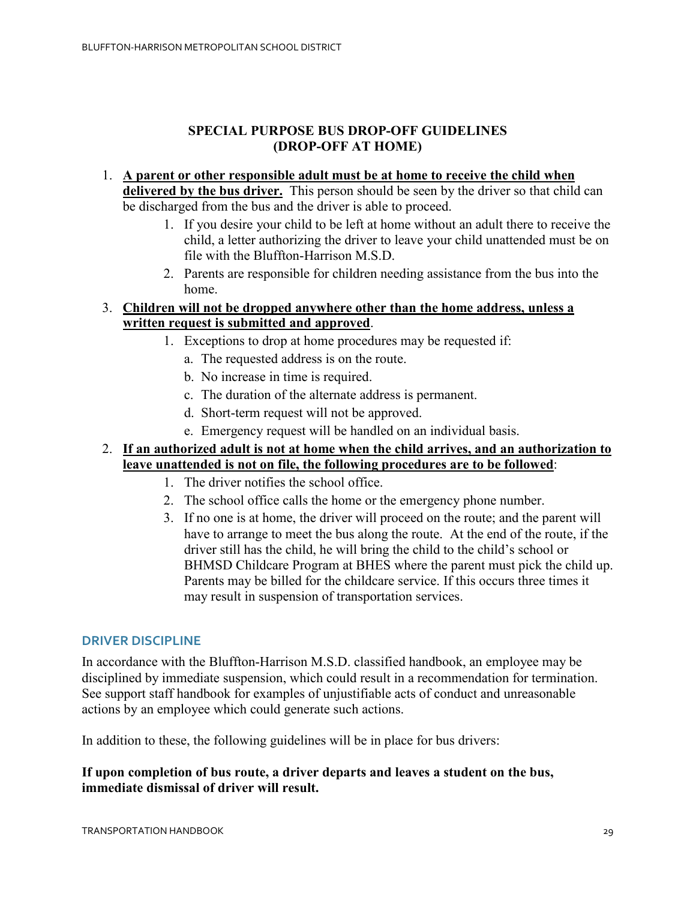## SPECIAL PURPOSE BUS DROP-OFF GUIDELINES (DROP-OFF AT HOME)

1. **A parent or other responsible adult must be at home to receive the child when delivered by the bus driver.** This person should be seen by the driver so that child can be discharged from the bus and the driver is able to proceed.
    1. If you desire your child to be left at home without an adult there to receive the child, a letter authorizing the driver to leave your child unattended must be on file with the Bluffton-Harrison M.S.D.
    2. Parents are responsible for children needing assistance from the bus into the home.
3. **Children will not be dropped anywhere other than the home address, unless a written request is submitted and approved**.
    1. Exceptions to drop at home procedures may be requested if:
        a. The requested address is on the route.
        b. No increase in time is required.
        c. The duration of the alternate address is permanent.
        d. Short-term request will not be approved.
        e. Emergency request will be handled on an individual basis.
2. **If an authorized adult is not at home when the child arrives, and an authorization to leave unattended is not on file, the following procedures are to be followed**:
    1. The driver notifies the school office.
    2. The school office calls the home or the emergency phone number.
    3. If no one is at home, the driver will proceed on the route; and the parent will have to arrange to meet the bus along the route. At the end of the route, if the driver still has the child, he will bring the child to the child's school or BHMSD Childcare Program at BHES where the parent must pick the child up. Parents may be billed for the childcare service. If this occurs three times it may result in suspension of transportation services.

### DRIVER DISCIPLINE

In accordance with the Bluffton-Harrison M.S.D. classified handbook, an employee may be disciplined by immediate suspension, which could result in a recommendation for termination. See support staff handbook for examples of unjustifiable acts of conduct and unreasonable actions by an employee which could generate such actions.

In addition to these, the following guidelines will be in place for bus drivers:

**If upon completion of bus route, a driver departs and leaves a student on the bus, immediate dismissal of driver will result.**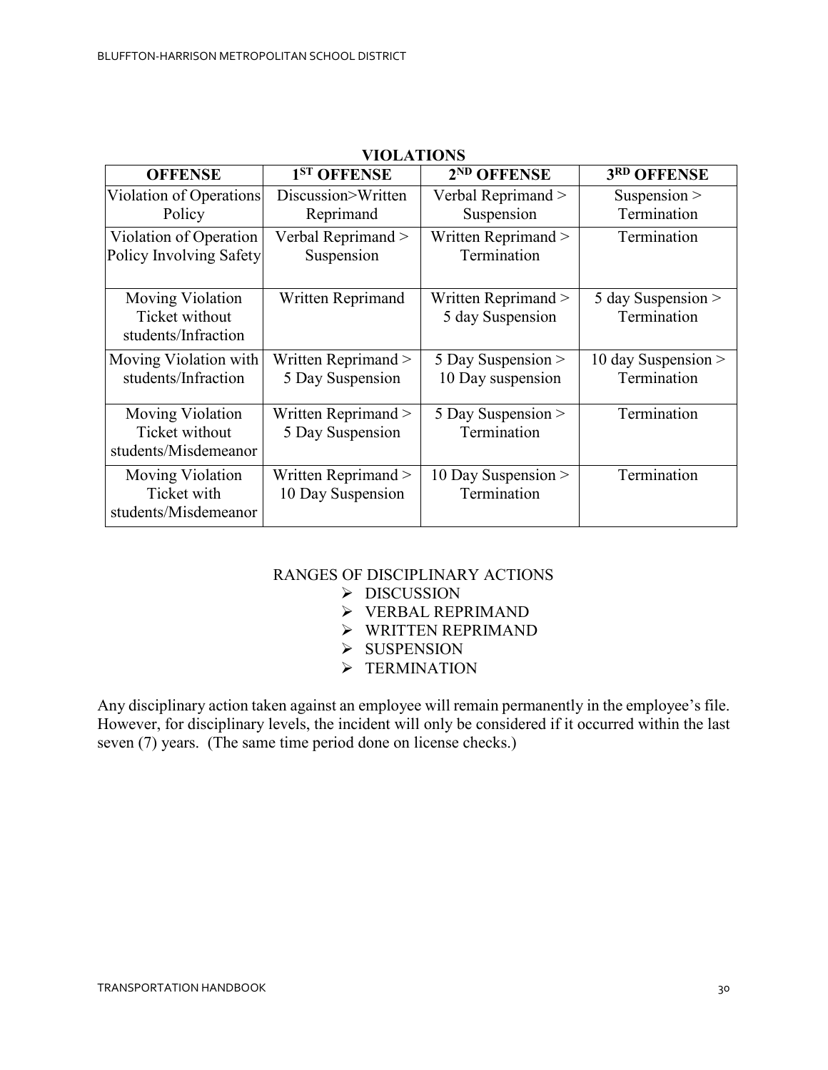## VIOLATIONS

| OFFENSE | 1ST OFFENSE | 2ND OFFENSE | 3RD OFFENSE |
|---|---|---|---|
| Violation of Operations Policy | Discussion>Written Reprimand | Verbal Reprimand > Suspension | Suspension > Termination |
| Violation of Operation Policy Involving Safety | Verbal Reprimand > Suspension | Written Reprimand > Termination | Termination |
| Moving Violation Ticket without students/Infraction | Written Reprimand | Written Reprimand > 5 day Suspension | 5 day Suspension > Termination |
| Moving Violation with students/Infraction | Written Reprimand > 5 Day Suspension | 5 Day Suspension > 10 Day suspension | 10 day Suspension > Termination |
| Moving Violation Ticket without students/Misdemeanor | Written Reprimand > 5 Day Suspension | 5 Day Suspension > Termination | Termination |
| Moving Violation Ticket with students/Misdemeanor | Written Reprimand > 10 Day Suspension | 10 Day Suspension > Termination | Termination |

RANGES OF DISCIPLINARY ACTIONS

- DISCUSSION
- VERBAL REPRIMAND
- WRITTEN REPRIMAND
- SUSPENSION
- TERMINATION

Any disciplinary action taken against an employee will remain permanently in the employee's file. However, for disciplinary levels, the incident will only be considered if it occurred within the last seven (7) years. (The same time period done on license checks.)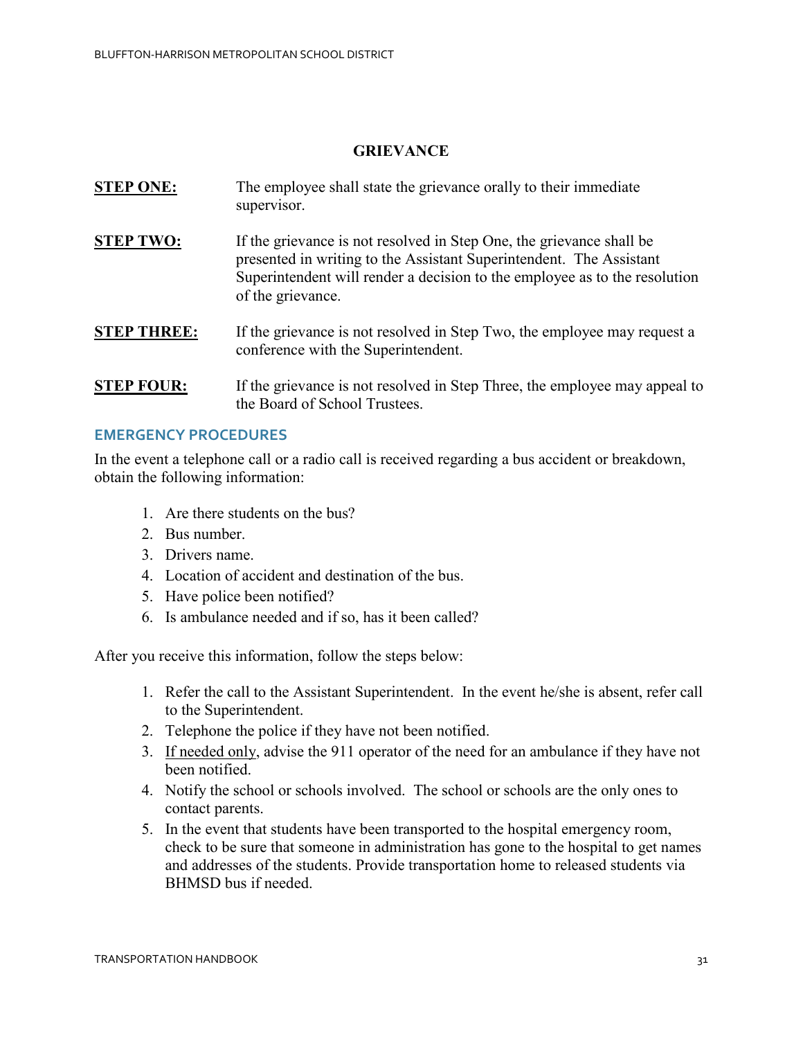## GRIEVANCE

**STEP ONE:** The employee shall state the grievance orally to their immediate supervisor.

**STEP TWO:** If the grievance is not resolved in Step One, the grievance shall be presented in writing to the Assistant Superintendent. The Assistant Superintendent will render a decision to the employee as to the resolution of the grievance.

**STEP THREE:** If the grievance is not resolved in Step Two, the employee may request a conference with the Superintendent.

**STEP FOUR:** If the grievance is not resolved in Step Three, the employee may appeal to the Board of School Trustees.

## EMERGENCY PROCEDURES

In the event a telephone call or a radio call is received regarding a bus accident or breakdown, obtain the following information:

1. Are there students on the bus?
2. Bus number.
3. Drivers name.
4. Location of accident and destination of the bus.
5. Have police been notified?
6. Is ambulance needed and if so, has it been called?

After you receive this information, follow the steps below:

1. Refer the call to the Assistant Superintendent. In the event he/she is absent, refer call to the Superintendent.
2. Telephone the police if they have not been notified.
3. <u>If needed only</u>, advise the 911 operator of the need for an ambulance if they have not been notified.
4. Notify the school or schools involved. The school or schools are the only ones to contact parents.
5. In the event that students have been transported to the hospital emergency room, check to be sure that someone in administration has gone to the hospital to get names and addresses of the students. Provide transportation home to released students via BHMSD bus if needed.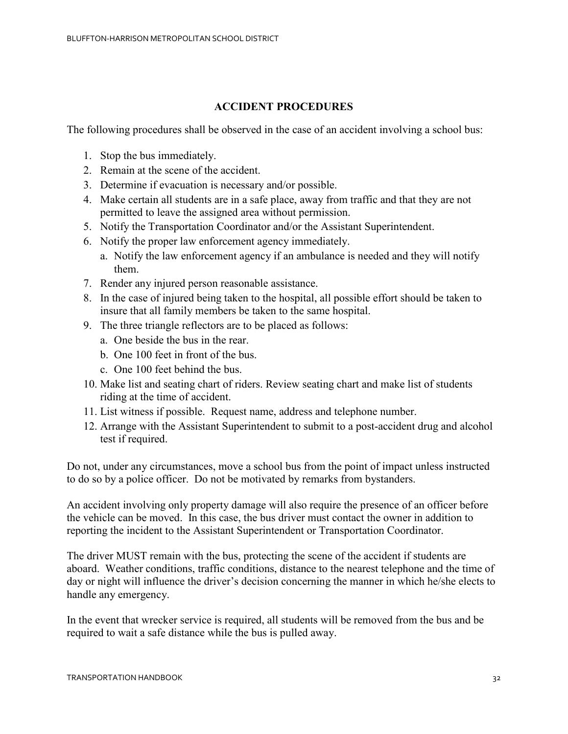## ACCIDENT PROCEDURES

The following procedures shall be observed in the case of an accident involving a school bus:

1. Stop the bus immediately.
2. Remain at the scene of the accident.
3. Determine if evacuation is necessary and/or possible.
4. Make certain all students are in a safe place, away from traffic and that they are not permitted to leave the assigned area without permission.
5. Notify the Transportation Coordinator and/or the Assistant Superintendent.
6. Notify the proper law enforcement agency immediately.
   a. Notify the law enforcement agency if an ambulance is needed and they will notify them.
7. Render any injured person reasonable assistance.
8. In the case of injured being taken to the hospital, all possible effort should be taken to insure that all family members be taken to the same hospital.
9. The three triangle reflectors are to be placed as follows:
   a. One beside the bus in the rear.
   b. One 100 feet in front of the bus.
   c. One 100 feet behind the bus.
10. Make list and seating chart of riders. Review seating chart and make list of students riding at the time of accident.
11. List witness if possible. Request name, address and telephone number.
12. Arrange with the Assistant Superintendent to submit to a post-accident drug and alcohol test if required.

Do not, under any circumstances, move a school bus from the point of impact unless instructed to do so by a police officer. Do not be motivated by remarks from bystanders.

An accident involving only property damage will also require the presence of an officer before the vehicle can be moved. In this case, the bus driver must contact the owner in addition to reporting the incident to the Assistant Superintendent or Transportation Coordinator.

The driver MUST remain with the bus, protecting the scene of the accident if students are aboard. Weather conditions, traffic conditions, distance to the nearest telephone and the time of day or night will influence the driver's decision concerning the manner in which he/she elects to handle any emergency.

In the event that wrecker service is required, all students will be removed from the bus and be required to wait a safe distance while the bus is pulled away.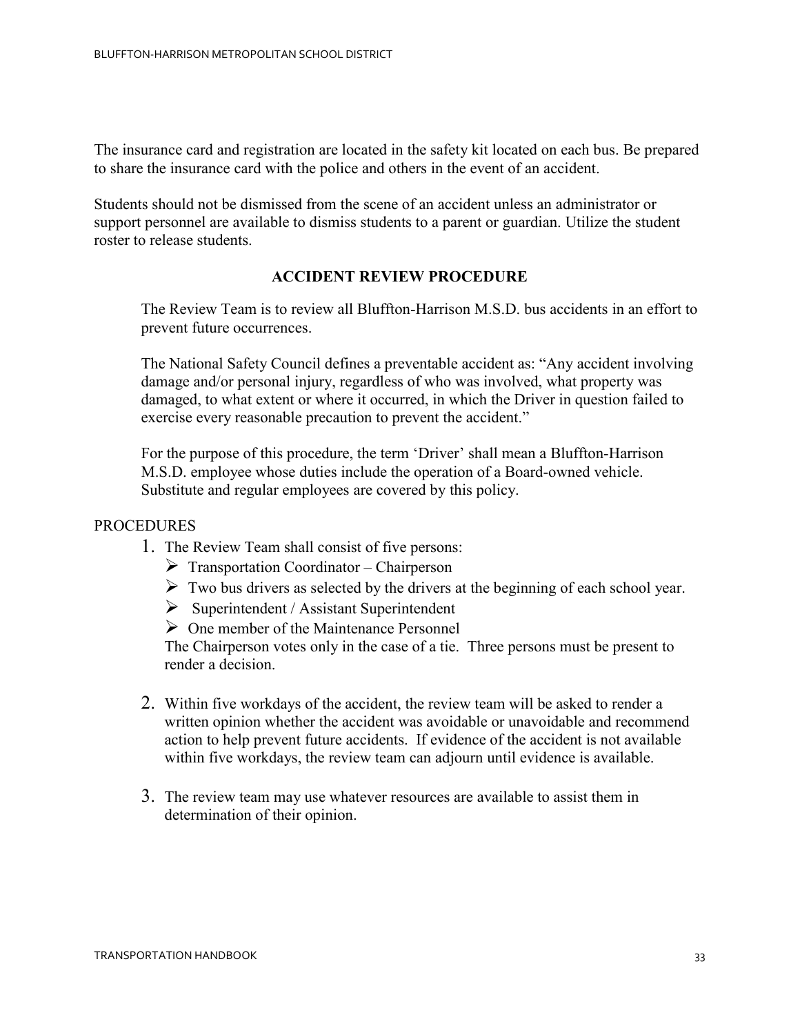The insurance card and registration are located in the safety kit located on each bus. Be prepared to share the insurance card with the police and others in the event of an accident.

Students should not be dismissed from the scene of an accident unless an administrator or support personnel are available to dismiss students to a parent or guardian. Utilize the student roster to release students.

## ACCIDENT REVIEW PROCEDURE

The Review Team is to review all Bluffton-Harrison M.S.D. bus accidents in an effort to prevent future occurrences.

The National Safety Council defines a preventable accident as: "Any accident involving damage and/or personal injury, regardless of who was involved, what property was damaged, to what extent or where it occurred, in which the Driver in question failed to exercise every reasonable precaution to prevent the accident."

For the purpose of this procedure, the term 'Driver' shall mean a Bluffton-Harrison M.S.D. employee whose duties include the operation of a Board-owned vehicle. Substitute and regular employees are covered by this policy.

PROCEDURES

1. The Review Team shall consist of five persons:
   - Transportation Coordinator – Chairperson
   - Two bus drivers as selected by the drivers at the beginning of each school year.
   - Superintendent / Assistant Superintendent
   - One member of the Maintenance Personnel

   The Chairperson votes only in the case of a tie. Three persons must be present to render a decision.

2. Within five workdays of the accident, the review team will be asked to render a written opinion whether the accident was avoidable or unavoidable and recommend action to help prevent future accidents. If evidence of the accident is not available within five workdays, the review team can adjourn until evidence is available.

3. The review team may use whatever resources are available to assist them in determination of their opinion.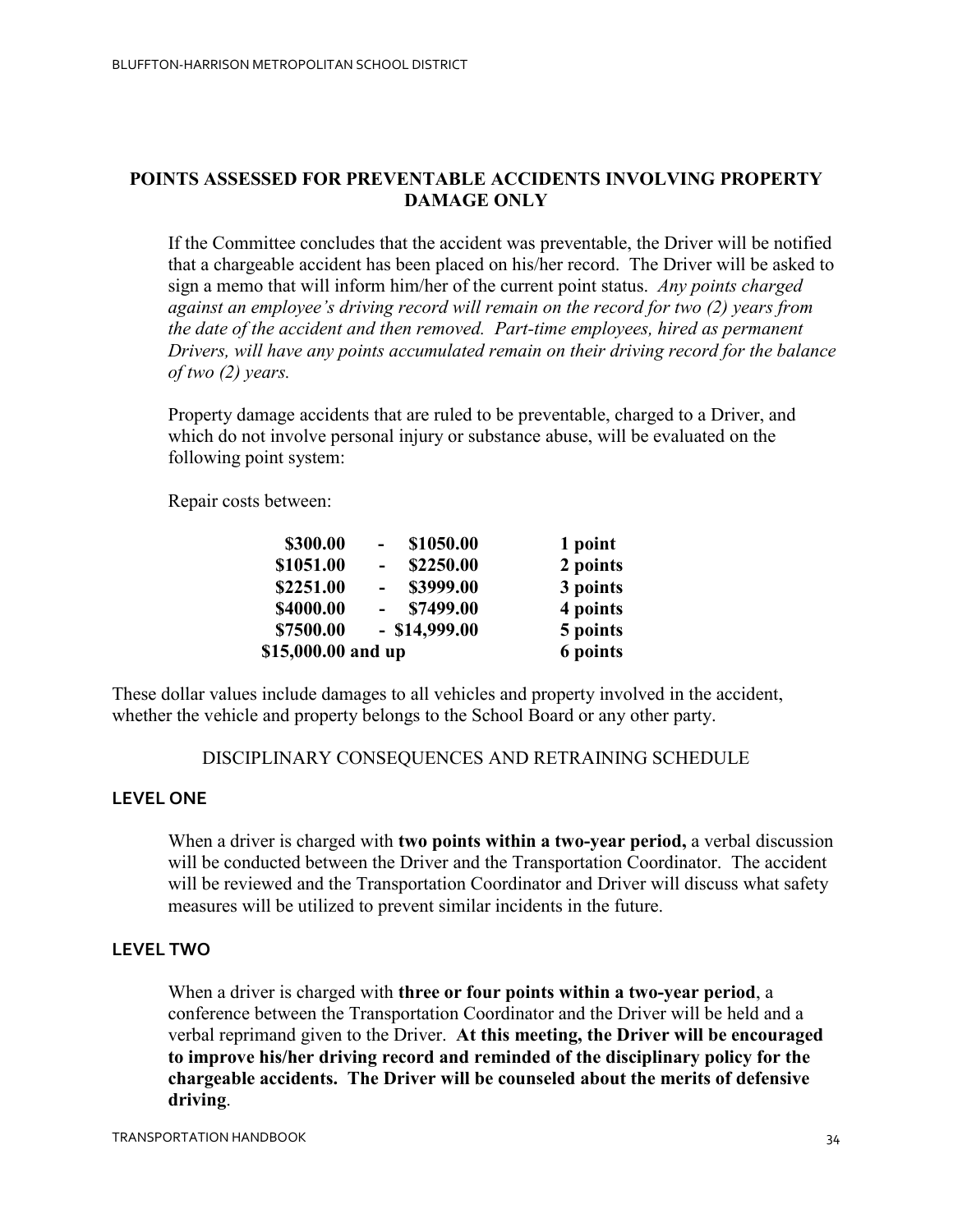## POINTS ASSESSED FOR PREVENTABLE ACCIDENTS INVOLVING PROPERTY DAMAGE ONLY

If the Committee concludes that the accident was preventable, the Driver will be notified that a chargeable accident has been placed on his/her record. The Driver will be asked to sign a memo that will inform him/her of the current point status. *Any points charged against an employee's driving record will remain on the record for two (2) years from the date of the accident and then removed. Part-time employees, hired as permanent Drivers, will have any points accumulated remain on their driving record for the balance of two (2) years.*

Property damage accidents that are ruled to be preventable, charged to a Driver, and which do not involve personal injury or substance abuse, will be evaluated on the following point system:

Repair costs between:

| Repair Costs | Points |
|---|---|
| **$300.00 - $1050.00** | **1 point** |
| **$1051.00 - $2250.00** | **2 points** |
| **$2251.00 - $3999.00** | **3 points** |
| **$4000.00 - $7499.00** | **4 points** |
| **$7500.00 - $14,999.00** | **5 points** |
| **$15,000.00 and up** | **6 points** |

These dollar values include damages to all vehicles and property involved in the accident, whether the vehicle and property belongs to the School Board or any other party.

DISCIPLINARY CONSEQUENCES AND RETRAINING SCHEDULE

### LEVEL ONE

When a driver is charged with **two points within a two-year period,** a verbal discussion will be conducted between the Driver and the Transportation Coordinator. The accident will be reviewed and the Transportation Coordinator and Driver will discuss what safety measures will be utilized to prevent similar incidents in the future.

### LEVEL TWO

When a driver is charged with **three or four points within a two-year period**, a conference between the Transportation Coordinator and the Driver will be held and a verbal reprimand given to the Driver. **At this meeting, the Driver will be encouraged to improve his/her driving record and reminded of the disciplinary policy for the chargeable accidents. The Driver will be counseled about the merits of defensive driving**.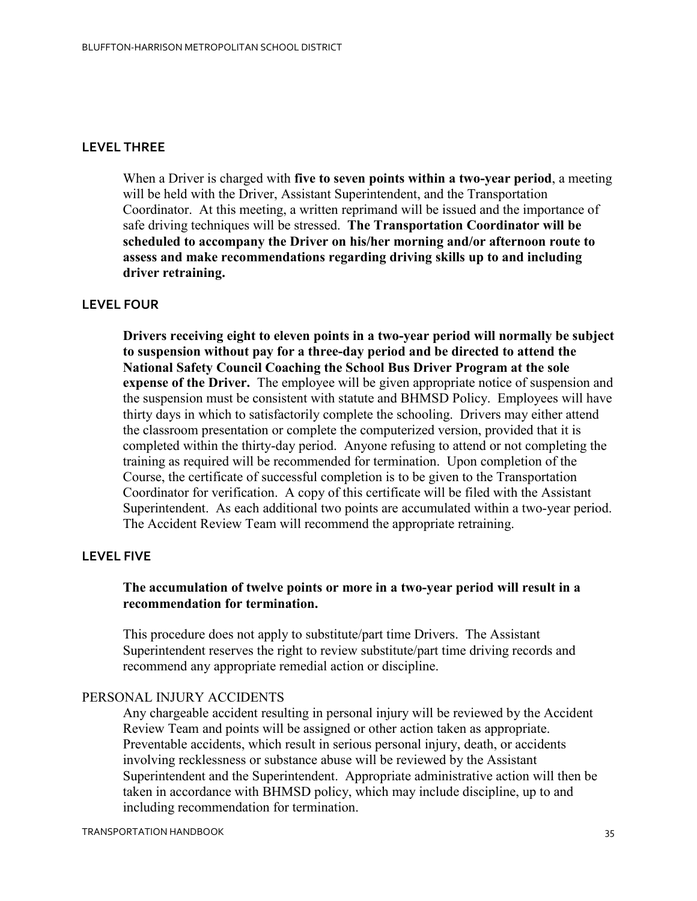### LEVEL THREE

When a Driver is charged with **five to seven points within a two-year period**, a meeting will be held with the Driver, Assistant Superintendent, and the Transportation Coordinator. At this meeting, a written reprimand will be issued and the importance of safe driving techniques will be stressed. **The Transportation Coordinator will be scheduled to accompany the Driver on his/her morning and/or afternoon route to assess and make recommendations regarding driving skills up to and including driver retraining.**

### LEVEL FOUR

**Drivers receiving eight to eleven points in a two-year period will normally be subject to suspension without pay for a three-day period and be directed to attend the National Safety Council Coaching the School Bus Driver Program at the sole expense of the Driver.** The employee will be given appropriate notice of suspension and the suspension must be consistent with statute and BHMSD Policy. Employees will have thirty days in which to satisfactorily complete the schooling. Drivers may either attend the classroom presentation or complete the computerized version, provided that it is completed within the thirty-day period. Anyone refusing to attend or not completing the training as required will be recommended for termination. Upon completion of the Course, the certificate of successful completion is to be given to the Transportation Coordinator for verification. A copy of this certificate will be filed with the Assistant Superintendent. As each additional two points are accumulated within a two-year period. The Accident Review Team will recommend the appropriate retraining.

### LEVEL FIVE

**The accumulation of twelve points or more in a two-year period will result in a recommendation for termination.**

This procedure does not apply to substitute/part time Drivers. The Assistant Superintendent reserves the right to review substitute/part time driving records and recommend any appropriate remedial action or discipline.

### PERSONAL INJURY ACCIDENTS

Any chargeable accident resulting in personal injury will be reviewed by the Accident Review Team and points will be assigned or other action taken as appropriate. Preventable accidents, which result in serious personal injury, death, or accidents involving recklessness or substance abuse will be reviewed by the Assistant Superintendent and the Superintendent. Appropriate administrative action will then be taken in accordance with BHMSD policy, which may include discipline, up to and including recommendation for termination.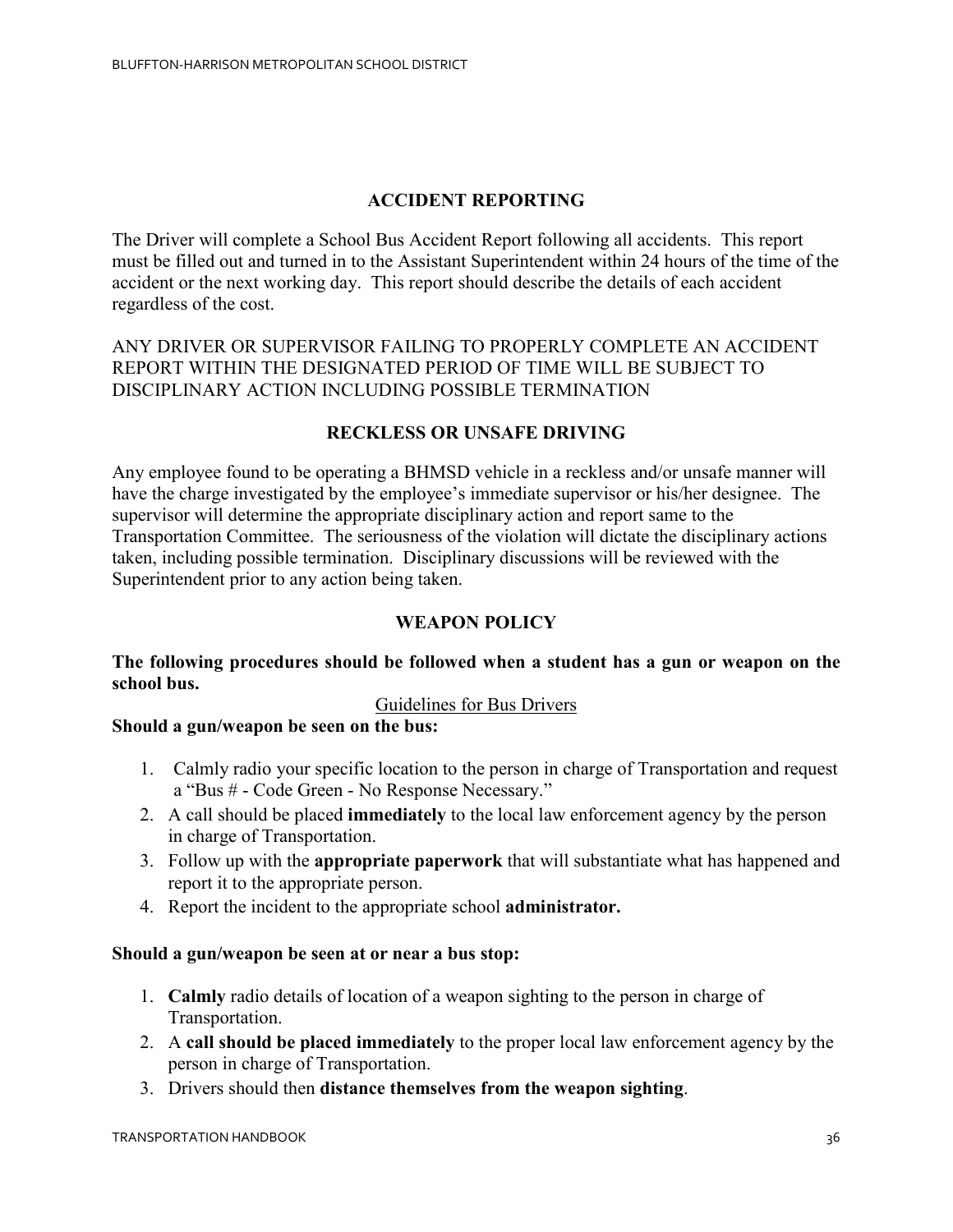## ACCIDENT REPORTING

The Driver will complete a School Bus Accident Report following all accidents. This report must be filled out and turned in to the Assistant Superintendent within 24 hours of the time of the accident or the next working day. This report should describe the details of each accident regardless of the cost.

ANY DRIVER OR SUPERVISOR FAILING TO PROPERLY COMPLETE AN ACCIDENT REPORT WITHIN THE DESIGNATED PERIOD OF TIME WILL BE SUBJECT TO DISCIPLINARY ACTION INCLUDING POSSIBLE TERMINATION

## RECKLESS OR UNSAFE DRIVING

Any employee found to be operating a BHMSD vehicle in a reckless and/or unsafe manner will have the charge investigated by the employee's immediate supervisor or his/her designee. The supervisor will determine the appropriate disciplinary action and report same to the Transportation Committee. The seriousness of the violation will dictate the disciplinary actions taken, including possible termination. Disciplinary discussions will be reviewed with the Superintendent prior to any action being taken.

## WEAPON POLICY

**The following procedures should be followed when a student has a gun or weapon on the school bus.**

Guidelines for Bus Drivers

**Should a gun/weapon be seen on the bus:**

1. Calmly radio your specific location to the person in charge of Transportation and request a "Bus # - Code Green - No Response Necessary."
2. A call should be placed **immediately** to the local law enforcement agency by the person in charge of Transportation.
3. Follow up with the **appropriate paperwork** that will substantiate what has happened and report it to the appropriate person.
4. Report the incident to the appropriate school **administrator.**

**Should a gun/weapon be seen at or near a bus stop:**

1. **Calmly** radio details of location of a weapon sighting to the person in charge of Transportation.
2. A **call should be placed immediately** to the proper local law enforcement agency by the person in charge of Transportation.
3. Drivers should then **distance themselves from the weapon sighting**.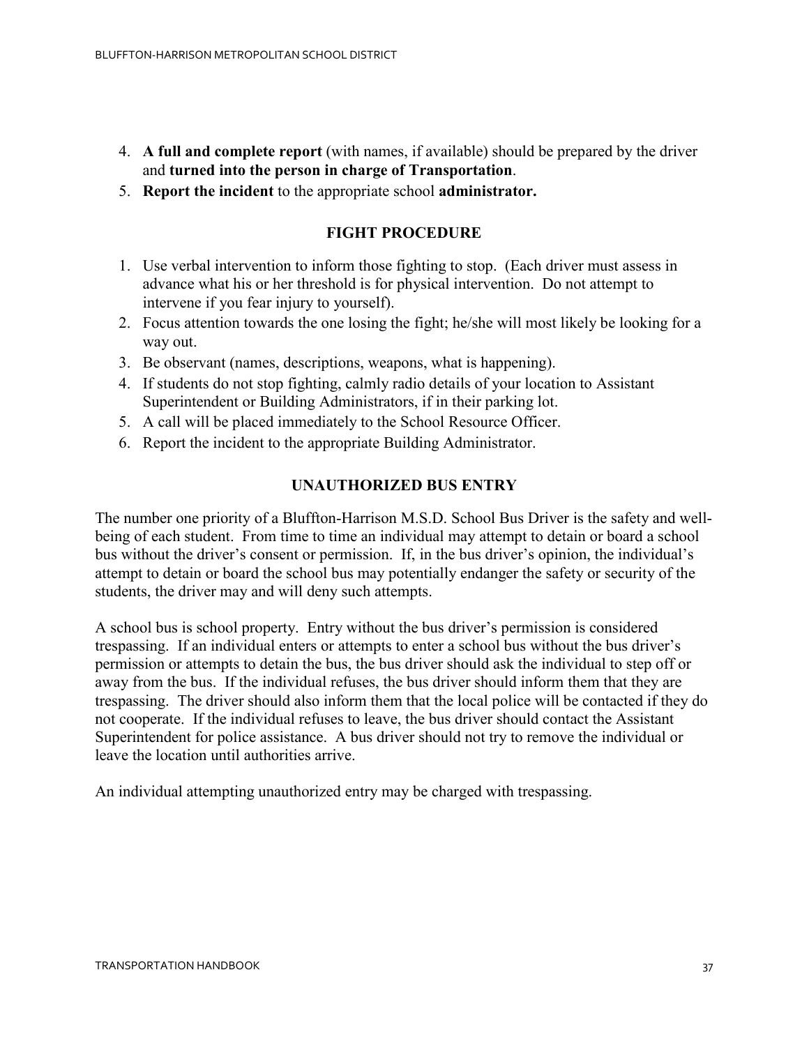4. **A full and complete report** (with names, if available) should be prepared by the driver and **turned into the person in charge of Transportation**.
5. **Report the incident** to the appropriate school **administrator.**

## FIGHT PROCEDURE

1. Use verbal intervention to inform those fighting to stop. (Each driver must assess in advance what his or her threshold is for physical intervention. Do not attempt to intervene if you fear injury to yourself).
2. Focus attention towards the one losing the fight; he/she will most likely be looking for a way out.
3. Be observant (names, descriptions, weapons, what is happening).
4. If students do not stop fighting, calmly radio details of your location to Assistant Superintendent or Building Administrators, if in their parking lot.
5. A call will be placed immediately to the School Resource Officer.
6. Report the incident to the appropriate Building Administrator.

## UNAUTHORIZED BUS ENTRY

The number one priority of a Bluffton-Harrison M.S.D. School Bus Driver is the safety and well-being of each student. From time to time an individual may attempt to detain or board a school bus without the driver's consent or permission. If, in the bus driver's opinion, the individual's attempt to detain or board the school bus may potentially endanger the safety or security of the students, the driver may and will deny such attempts.

A school bus is school property. Entry without the bus driver's permission is considered trespassing. If an individual enters or attempts to enter a school bus without the bus driver's permission or attempts to detain the bus, the bus driver should ask the individual to step off or away from the bus. If the individual refuses, the bus driver should inform them that they are trespassing. The driver should also inform them that the local police will be contacted if they do not cooperate. If the individual refuses to leave, the bus driver should contact the Assistant Superintendent for police assistance. A bus driver should not try to remove the individual or leave the location until authorities arrive.

An individual attempting unauthorized entry may be charged with trespassing.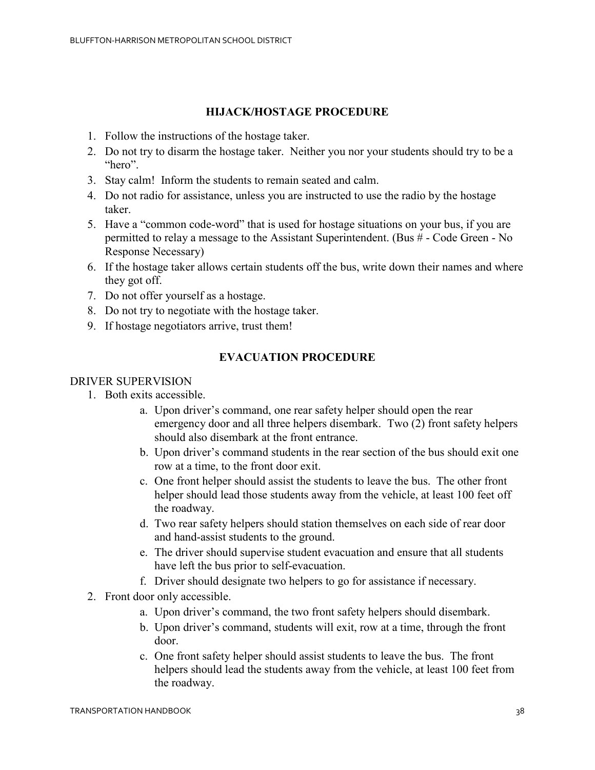## HIJACK/HOSTAGE PROCEDURE

1. Follow the instructions of the hostage taker.
2. Do not try to disarm the hostage taker. Neither you nor your students should try to be a "hero".
3. Stay calm! Inform the students to remain seated and calm.
4. Do not radio for assistance, unless you are instructed to use the radio by the hostage taker.
5. Have a "common code-word" that is used for hostage situations on your bus, if you are permitted to relay a message to the Assistant Superintendent. (Bus # - Code Green - No Response Necessary)
6. If the hostage taker allows certain students off the bus, write down their names and where they got off.
7. Do not offer yourself as a hostage.
8. Do not try to negotiate with the hostage taker.
9. If hostage negotiators arrive, trust them!

## EVACUATION PROCEDURE

DRIVER SUPERVISION

1. Both exits accessible.
    a. Upon driver's command, one rear safety helper should open the rear emergency door and all three helpers disembark. Two (2) front safety helpers should also disembark at the front entrance.
    b. Upon driver's command students in the rear section of the bus should exit one row at a time, to the front door exit.
    c. One front helper should assist the students to leave the bus. The other front helper should lead those students away from the vehicle, at least 100 feet off the roadway.
    d. Two rear safety helpers should station themselves on each side of rear door and hand-assist students to the ground.
    e. The driver should supervise student evacuation and ensure that all students have left the bus prior to self-evacuation.
    f. Driver should designate two helpers to go for assistance if necessary.
2. Front door only accessible.
    a. Upon driver's command, the two front safety helpers should disembark.
    b. Upon driver's command, students will exit, row at a time, through the front door.
    c. One front safety helper should assist students to leave the bus. The front helpers should lead the students away from the vehicle, at least 100 feet from the roadway.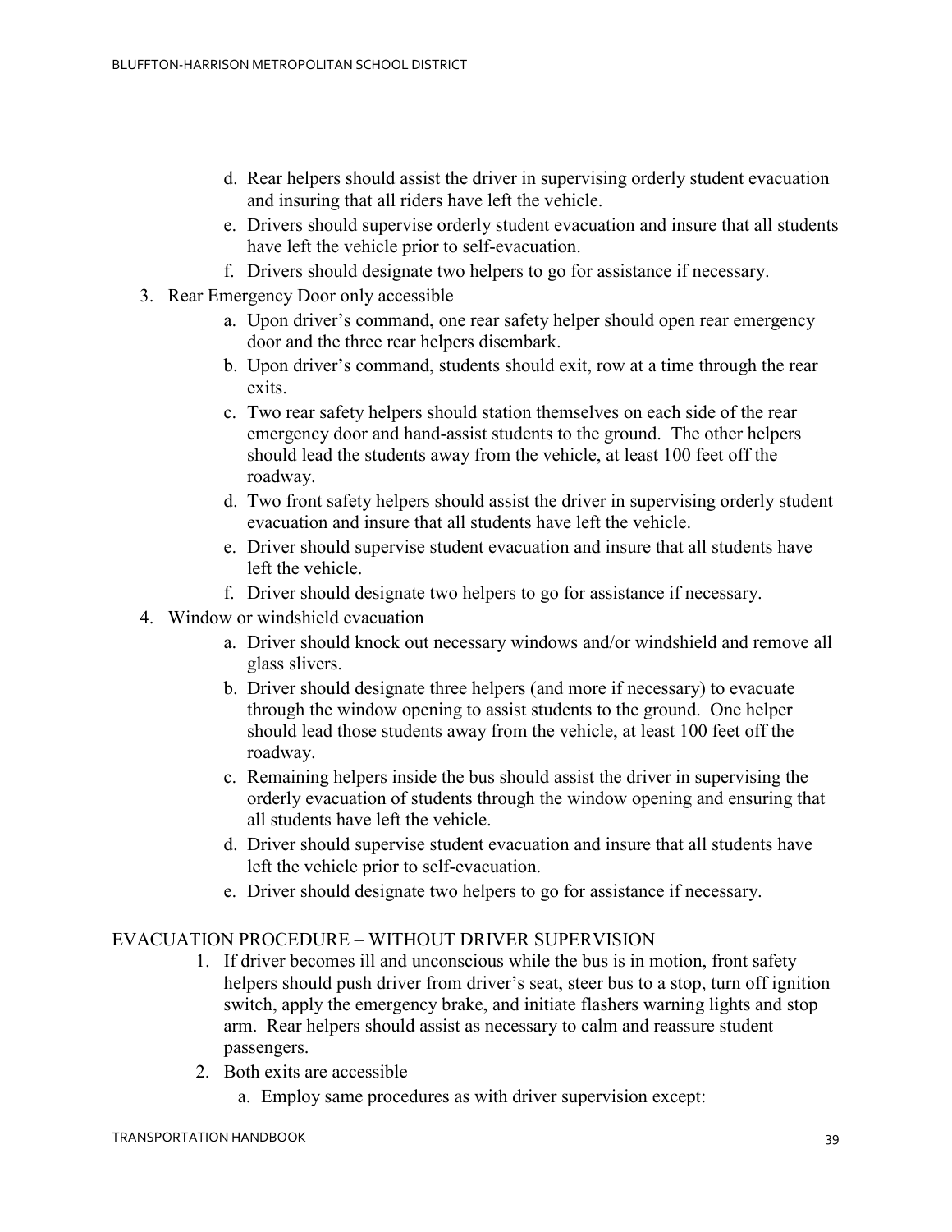d. Rear helpers should assist the driver in supervising orderly student evacuation and insuring that all riders have left the vehicle.
   e. Drivers should supervise orderly student evacuation and insure that all students have left the vehicle prior to self-evacuation.
   f. Drivers should designate two helpers to go for assistance if necessary.
3. Rear Emergency Door only accessible
   a. Upon driver's command, one rear safety helper should open rear emergency door and the three rear helpers disembark.
   b. Upon driver's command, students should exit, row at a time through the rear exits.
   c. Two rear safety helpers should station themselves on each side of the rear emergency door and hand-assist students to the ground. The other helpers should lead the students away from the vehicle, at least 100 feet off the roadway.
   d. Two front safety helpers should assist the driver in supervising orderly student evacuation and insure that all students have left the vehicle.
   e. Driver should supervise student evacuation and insure that all students have left the vehicle.
   f. Driver should designate two helpers to go for assistance if necessary.
4. Window or windshield evacuation
   a. Driver should knock out necessary windows and/or windshield and remove all glass slivers.
   b. Driver should designate three helpers (and more if necessary) to evacuate through the window opening to assist students to the ground. One helper should lead those students away from the vehicle, at least 100 feet off the roadway.
   c. Remaining helpers inside the bus should assist the driver in supervising the orderly evacuation of students through the window opening and ensuring that all students have left the vehicle.
   d. Driver should supervise student evacuation and insure that all students have left the vehicle prior to self-evacuation.
   e. Driver should designate two helpers to go for assistance if necessary.

EVACUATION PROCEDURE – WITHOUT DRIVER SUPERVISION

1. If driver becomes ill and unconscious while the bus is in motion, front safety helpers should push driver from driver's seat, steer bus to a stop, turn off ignition switch, apply the emergency brake, and initiate flashers warning lights and stop arm. Rear helpers should assist as necessary to calm and reassure student passengers.
2. Both exits are accessible
   a. Employ same procedures as with driver supervision except: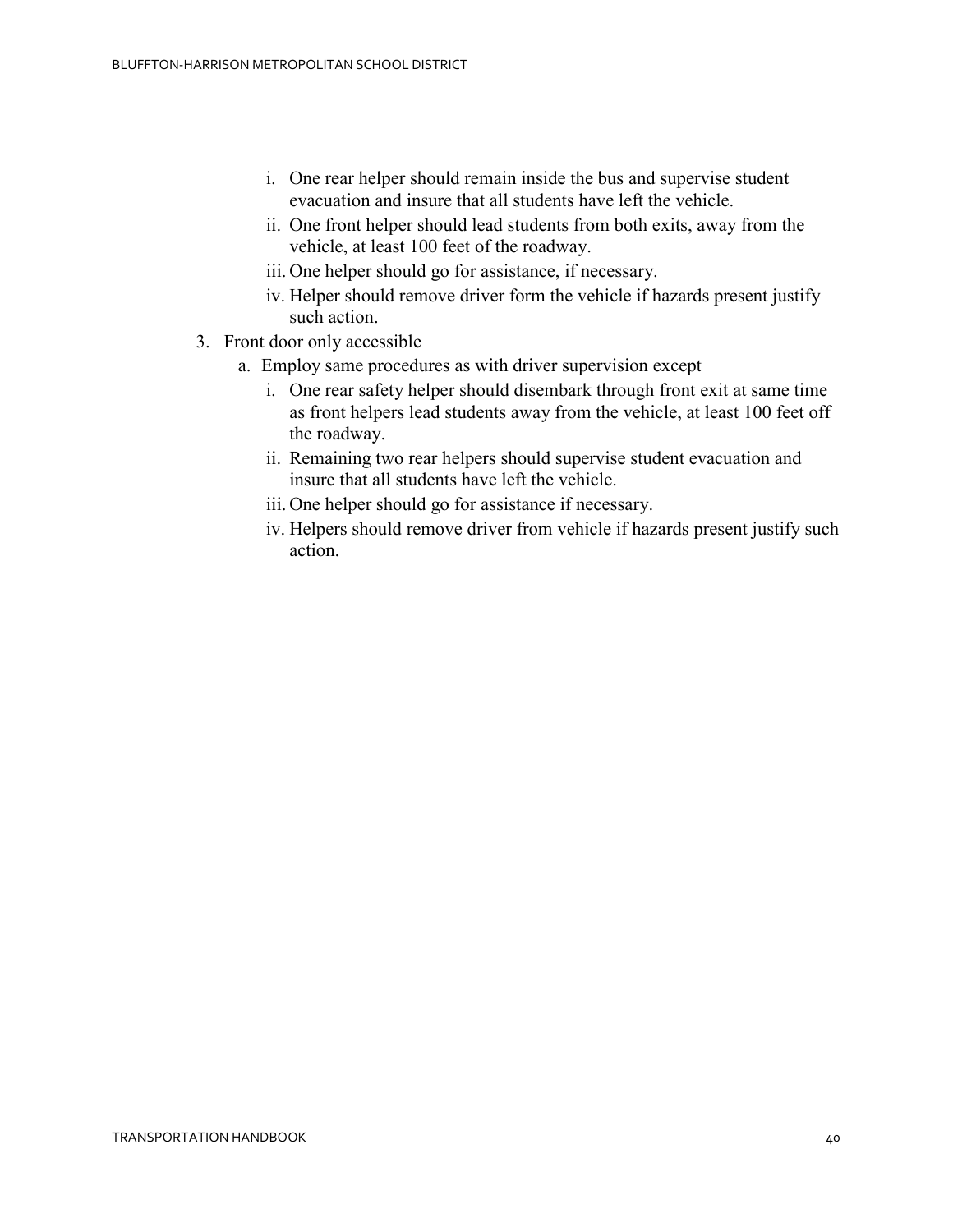i. One rear helper should remain inside the bus and supervise student evacuation and insure that all students have left the vehicle.
   ii. One front helper should lead students from both exits, away from the vehicle, at least 100 feet of the roadway.
   iii. One helper should go for assistance, if necessary.
   iv. Helper should remove driver form the vehicle if hazards present justify such action.

3. Front door only accessible
   a. Employ same procedures as with driver supervision except
      i. One rear safety helper should disembark through front exit at same time as front helpers lead students away from the vehicle, at least 100 feet off the roadway.
      ii. Remaining two rear helpers should supervise student evacuation and insure that all students have left the vehicle.
      iii. One helper should go for assistance if necessary.
      iv. Helpers should remove driver from vehicle if hazards present justify such action.